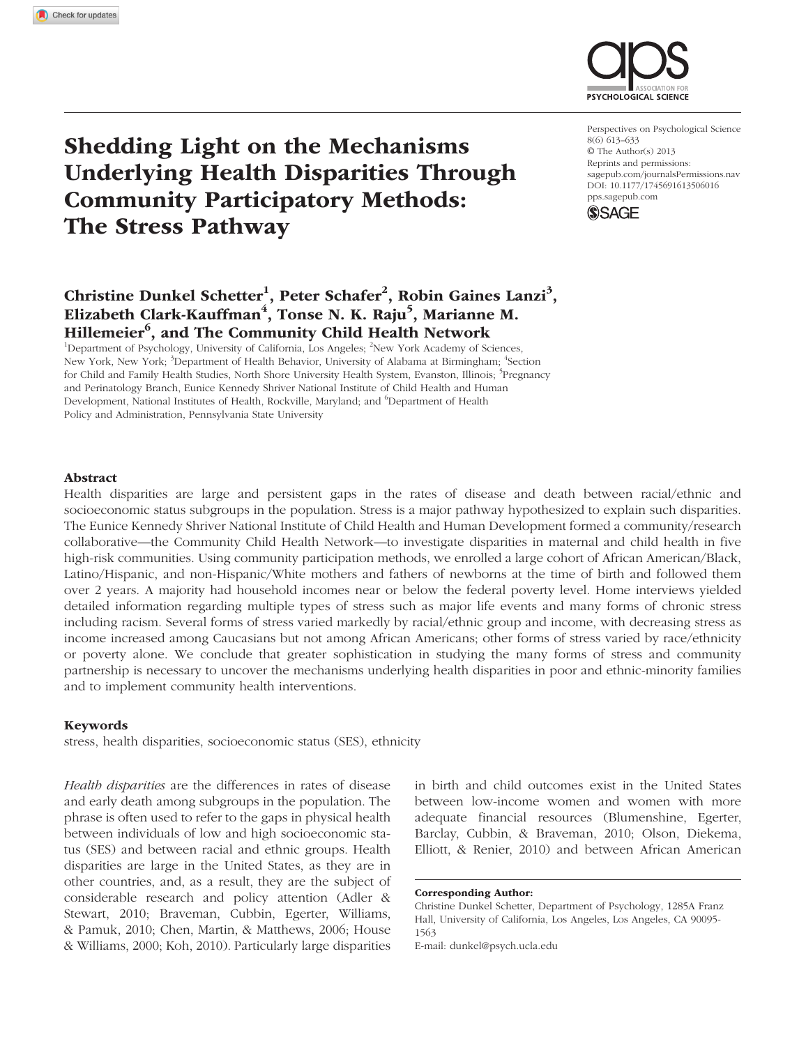# Shedding Light on the Mechanisms Underlying Health Disparities Through Community Participatory Methods: The Stress Pathway

Perspectives on Psychological Science
8(6) 613–633
© The Author(s) 2013
Reprints and permissions: sagepub.com/journalsPermissions.nav
DOI: 10.1177/1745691613506016
pps.sagepub.com

**Christine Dunkel Schetter[1], Peter Schafer[2], Robin Gaines Lanzi[3], Elizabeth Clark-Kauffman[4], Tonse N. K. Raju[5], Marianne M. Hillemeier[6], and The Community Child Health Network**

[1]Department of Psychology, University of California, Los Angeles; [2]New York Academy of Sciences, New York, New York; [3]Department of Health Behavior, University of Alabama at Birmingham; [4]Section for Child and Family Health Studies, North Shore University Health System, Evanston, Illinois; [5]Pregnancy and Perinatology Branch, Eunice Kennedy Shriver National Institute of Child Health and Human Development, National Institutes of Health, Rockville, Maryland; and [6]Department of Health Policy and Administration, Pennsylvania State University

## Abstract

Health disparities are large and persistent gaps in the rates of disease and death between racial/ethnic and socioeconomic status subgroups in the population. Stress is a major pathway hypothesized to explain such disparities. The Eunice Kennedy Shriver National Institute of Child Health and Human Development formed a community/research collaborative—the Community Child Health Network—to investigate disparities in maternal and child health in five high-risk communities. Using community participation methods, we enrolled a large cohort of African American/Black, Latino/Hispanic, and non-Hispanic/White mothers and fathers of newborns at the time of birth and followed them over 2 years. A majority had household incomes near or below the federal poverty level. Home interviews yielded detailed information regarding multiple types of stress such as major life events and many forms of chronic stress including racism. Several forms of stress varied markedly by racial/ethnic group and income, with decreasing stress as income increased among Caucasians but not among African Americans; other forms of stress varied by race/ethnicity or poverty alone. We conclude that greater sophistication in studying the many forms of stress and community partnership is necessary to uncover the mechanisms underlying health disparities in poor and ethnic-minority families and to implement community health interventions.

## Keywords

stress, health disparities, socioeconomic status (SES), ethnicity

*Health disparities* are the differences in rates of disease and early death among subgroups in the population. The phrase is often used to refer to the gaps in physical health between individuals of low and high socioeconomic status (SES) and between racial and ethnic groups. Health disparities are large in the United States, as they are in other countries, and, as a result, they are the subject of considerable research and policy attention (Adler & Stewart, 2010; Braveman, Cubbin, Egerter, Williams, & Pamuk, 2010; Chen, Martin, & Matthews, 2006; House & Williams, 2000; Koh, 2010). Particularly large disparities in birth and child outcomes exist in the United States between low-income women and women with more adequate financial resources (Blumenshine, Egerter, Barclay, Cubbin, & Braveman, 2010; Olson, Diekema, Elliott, & Renier, 2010) and between African American

**Corresponding Author:**
Christine Dunkel Schetter, Department of Psychology, 1285A Franz Hall, University of California, Los Angeles, Los Angeles, CA 90095-1563
E-mail: dunkel@psych.ucla.edu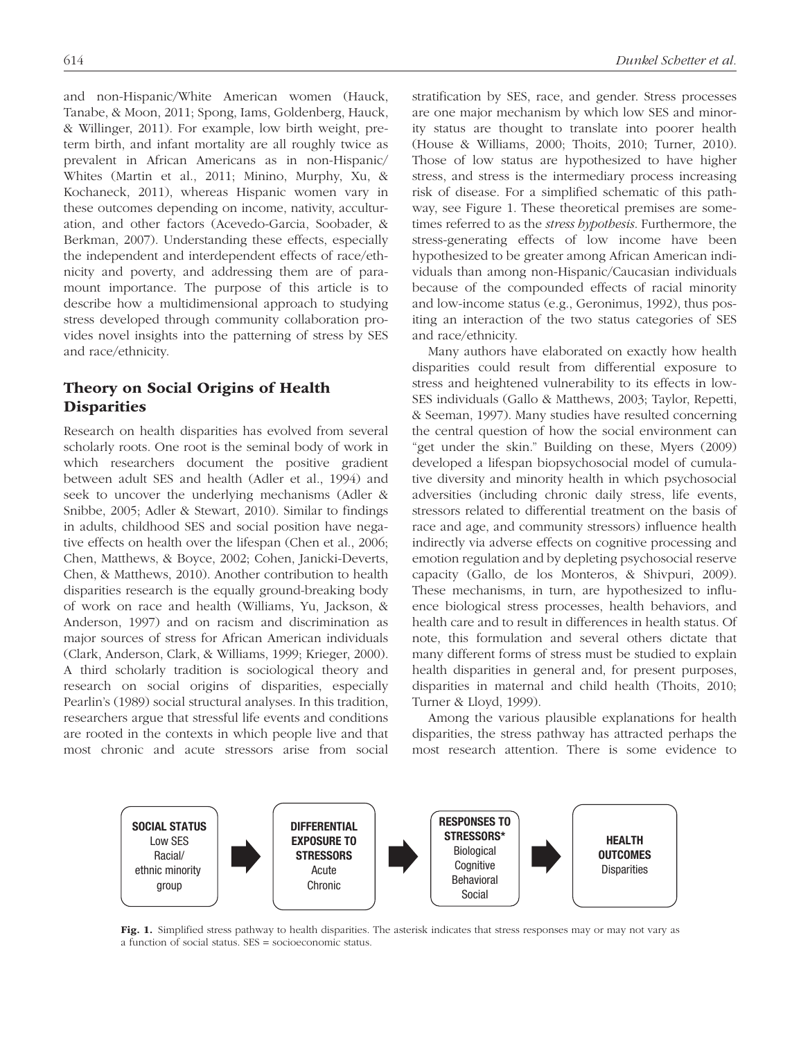and non-Hispanic/White American women (Hauck, Tanabe, & Moon, 2011; Spong, Iams, Goldenberg, Hauck, & Willinger, 2011). For example, low birth weight, preterm birth, and infant mortality are all roughly twice as prevalent in African Americans as in non-Hispanic/Whites (Martin et al., 2011; Minino, Murphy, Xu, & Kochaneck, 2011), whereas Hispanic women vary in these outcomes depending on income, nativity, acculturation, and other factors (Acevedo-Garcia, Soobader, & Berkman, 2007). Understanding these effects, especially the independent and interdependent effects of race/ethnicity and poverty, and addressing them are of paramount importance. The purpose of this article is to describe how a multidimensional approach to studying stress developed through community collaboration provides novel insights into the patterning of stress by SES and race/ethnicity.

## Theory on Social Origins of Health Disparities

Research on health disparities has evolved from several scholarly roots. One root is the seminal body of work in which researchers document the positive gradient between adult SES and health (Adler et al., 1994) and seek to uncover the underlying mechanisms (Adler & Snibbe, 2005; Adler & Stewart, 2010). Similar to findings in adults, childhood SES and social position have negative effects on health over the lifespan (Chen et al., 2006; Chen, Matthews, & Boyce, 2002; Cohen, Janicki-Deverts, Chen, & Matthews, 2010). Another contribution to health disparities research is the equally ground-breaking body of work on race and health (Williams, Yu, Jackson, & Anderson, 1997) and on racism and discrimination as major sources of stress for African American individuals (Clark, Anderson, Clark, & Williams, 1999; Krieger, 2000). A third scholarly tradition is sociological theory and research on social origins of disparities, especially Pearlin's (1989) social structural analyses. In this tradition, researchers argue that stressful life events and conditions are rooted in the contexts in which people live and that most chronic and acute stressors arise from social stratification by SES, race, and gender. Stress processes are one major mechanism by which low SES and minority status are thought to translate into poorer health (House & Williams, 2000; Thoits, 2010; Turner, 2010). Those of low status are hypothesized to have higher stress, and stress is the intermediary process increasing risk of disease. For a simplified schematic of this pathway, see Figure 1. These theoretical premises are sometimes referred to as the *stress hypothesis*. Furthermore, the stress-generating effects of low income have been hypothesized to be greater among African American individuals than among non-Hispanic/Caucasian individuals because of the compounded effects of racial minority and low-income status (e.g., Geronimus, 1992), thus positing an interaction of the two status categories of SES and race/ethnicity.

Many authors have elaborated on exactly how health disparities could result from differential exposure to stress and heightened vulnerability to its effects in low-SES individuals (Gallo & Matthews, 2003; Taylor, Repetti, & Seeman, 1997). Many studies have resulted concerning the central question of how the social environment can "get under the skin." Building on these, Myers (2009) developed a lifespan biopsychosocial model of cumulative diversity and minority health in which psychosocial adversities (including chronic daily stress, life events, stressors related to differential treatment on the basis of race and age, and community stressors) influence health indirectly via adverse effects on cognitive processing and emotion regulation and by depleting psychosocial reserve capacity (Gallo, de los Monteros, & Shivpuri, 2009). These mechanisms, in turn, are hypothesized to influence biological stress processes, health behaviors, and health care and to result in differences in health status. Of note, this formulation and several others dictate that many different forms of stress must be studied to explain health disparities in general and, for present purposes, disparities in maternal and child health (Thoits, 2010; Turner & Lloyd, 1999).

Among the various plausible explanations for health disparities, the stress pathway has attracted perhaps the most research attention. There is some evidence to

**SOCIAL STATUS** Low SES, Racial/ethnic minority group → **DIFFERENTIAL EXPOSURE TO STRESSORS** Acute, Chronic → **RESPONSES TO STRESSORS*** Biological, Cognitive, Behavioral, Social → **HEALTH OUTCOMES** Disparities

**Fig. 1.** Simplified stress pathway to health disparities. The asterisk indicates that stress responses may or may not vary as a function of social status. SES = socioeconomic status.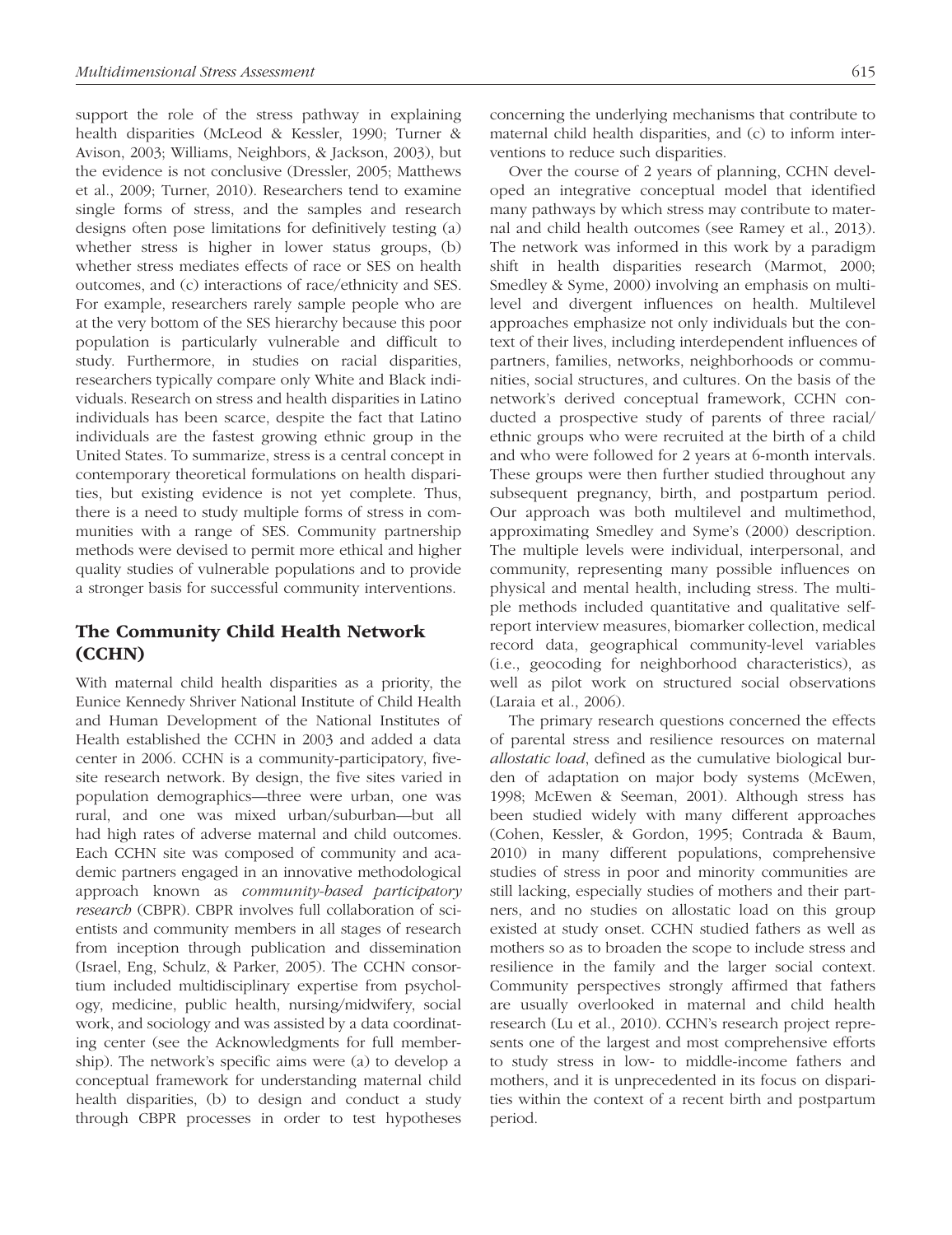support the role of the stress pathway in explaining health disparities (McLeod & Kessler, 1990; Turner & Avison, 2003; Williams, Neighbors, & Jackson, 2003), but the evidence is not conclusive (Dressler, 2005; Matthews et al., 2009; Turner, 2010). Researchers tend to examine single forms of stress, and the samples and research designs often pose limitations for definitively testing (a) whether stress is higher in lower status groups, (b) whether stress mediates effects of race or SES on health outcomes, and (c) interactions of race/ethnicity and SES. For example, researchers rarely sample people who are at the very bottom of the SES hierarchy because this poor population is particularly vulnerable and difficult to study. Furthermore, in studies on racial disparities, researchers typically compare only White and Black individuals. Research on stress and health disparities in Latino individuals has been scarce, despite the fact that Latino individuals are the fastest growing ethnic group in the United States. To summarize, stress is a central concept in contemporary theoretical formulations on health disparities, but existing evidence is not yet complete. Thus, there is a need to study multiple forms of stress in communities with a range of SES. Community partnership methods were devised to permit more ethical and higher quality studies of vulnerable populations and to provide a stronger basis for successful community interventions.

## The Community Child Health Network (CCHN)

With maternal child health disparities as a priority, the Eunice Kennedy Shriver National Institute of Child Health and Human Development of the National Institutes of Health established the CCHN in 2003 and added a data center in 2006. CCHN is a community-participatory, five-site research network. By design, the five sites varied in population demographics—three were urban, one was rural, and one was mixed urban/suburban—but all had high rates of adverse maternal and child outcomes. Each CCHN site was composed of community and academic partners engaged in an innovative methodological approach known as *community-based participatory research* (CBPR). CBPR involves full collaboration of scientists and community members in all stages of research from inception through publication and dissemination (Israel, Eng, Schulz, & Parker, 2005). The CCHN consortium included multidisciplinary expertise from psychology, medicine, public health, nursing/midwifery, social work, and sociology and was assisted by a data coordinating center (see the Acknowledgments for full membership). The network's specific aims were (a) to develop a conceptual framework for understanding maternal child health disparities, (b) to design and conduct a study through CBPR processes in order to test hypotheses concerning the underlying mechanisms that contribute to maternal child health disparities, and (c) to inform interventions to reduce such disparities.

Over the course of 2 years of planning, CCHN developed an integrative conceptual model that identified many pathways by which stress may contribute to maternal and child health outcomes (see Ramey et al., 2013). The network was informed in this work by a paradigm shift in health disparities research (Marmot, 2000; Smedley & Syme, 2000) involving an emphasis on multilevel and divergent influences on health. Multilevel approaches emphasize not only individuals but the context of their lives, including interdependent influences of partners, families, networks, neighborhoods or communities, social structures, and cultures. On the basis of the network's derived conceptual framework, CCHN conducted a prospective study of parents of three racial/ethnic groups who were recruited at the birth of a child and who were followed for 2 years at 6-month intervals. These groups were then further studied throughout any subsequent pregnancy, birth, and postpartum period. Our approach was both multilevel and multimethod, approximating Smedley and Syme's (2000) description. The multiple levels were individual, interpersonal, and community, representing many possible influences on physical and mental health, including stress. The multiple methods included quantitative and qualitative self-report interview measures, biomarker collection, medical record data, geographical community-level variables (i.e., geocoding for neighborhood characteristics), as well as pilot work on structured social observations (Laraia et al., 2006).

The primary research questions concerned the effects of parental stress and resilience resources on maternal *allostatic load*, defined as the cumulative biological burden of adaptation on major body systems (McEwen, 1998; McEwen & Seeman, 2001). Although stress has been studied widely with many different approaches (Cohen, Kessler, & Gordon, 1995; Contrada & Baum, 2010) in many different populations, comprehensive studies of stress in poor and minority communities are still lacking, especially studies of mothers and their partners, and no studies on allostatic load on this group existed at study onset. CCHN studied fathers as well as mothers so as to broaden the scope to include stress and resilience in the family and the larger social context. Community perspectives strongly affirmed that fathers are usually overlooked in maternal and child health research (Lu et al., 2010). CCHN's research project represents one of the largest and most comprehensive efforts to study stress in low- to middle-income fathers and mothers, and it is unprecedented in its focus on disparities within the context of a recent birth and postpartum period.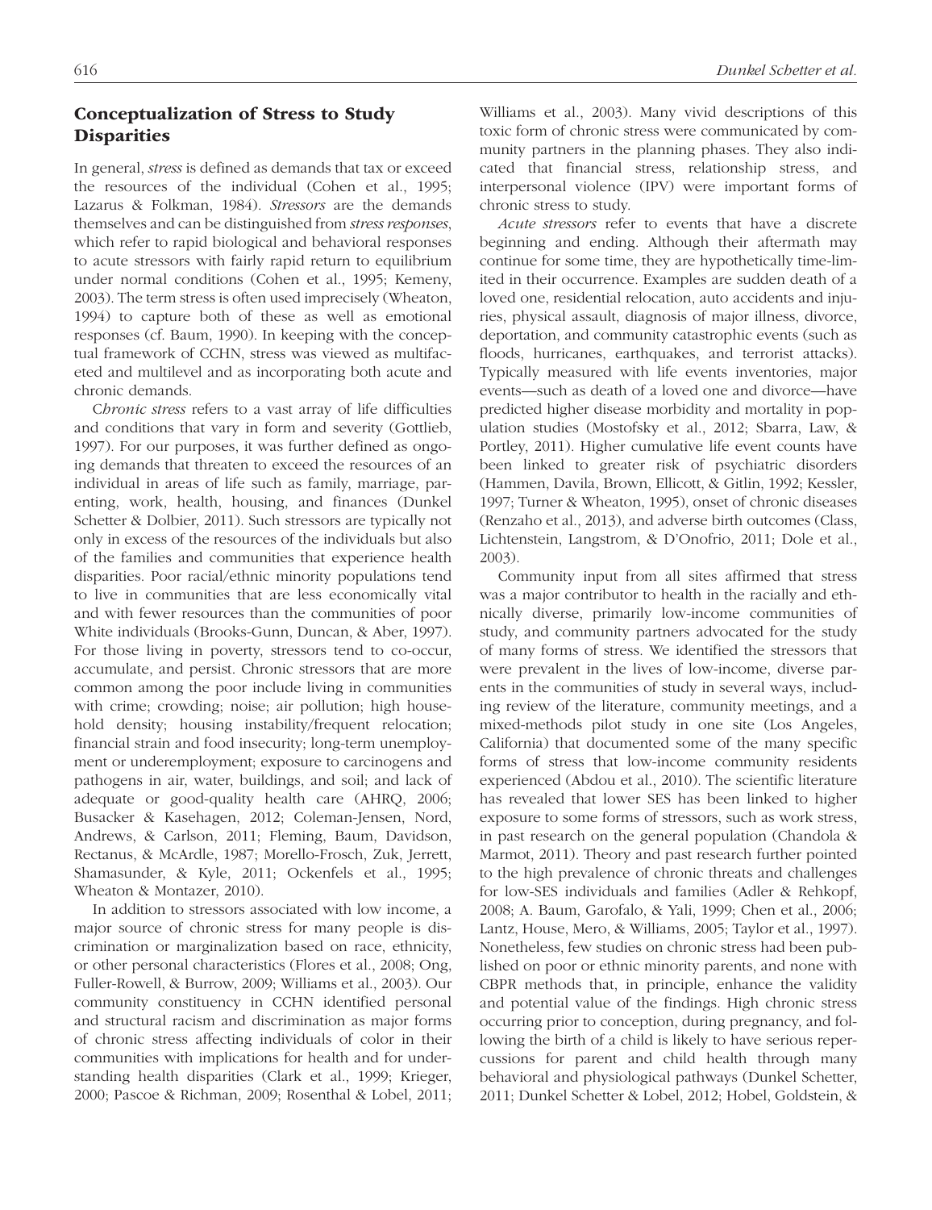## Conceptualization of Stress to Study Disparities

In general, *stress* is defined as demands that tax or exceed the resources of the individual (Cohen et al., 1995; Lazarus & Folkman, 1984). *Stressors* are the demands themselves and can be distinguished from *stress responses*, which refer to rapid biological and behavioral responses to acute stressors with fairly rapid return to equilibrium under normal conditions (Cohen et al., 1995; Kemeny, 2003). The term stress is often used imprecisely (Wheaton, 1994) to capture both of these as well as emotional responses (cf. Baum, 1990). In keeping with the conceptual framework of CCHN, stress was viewed as multifaceted and multilevel and as incorporating both acute and chronic demands.

*Chronic stress* refers to a vast array of life difficulties and conditions that vary in form and severity (Gottlieb, 1997). For our purposes, it was further defined as ongoing demands that threaten to exceed the resources of an individual in areas of life such as family, marriage, parenting, work, health, housing, and finances (Dunkel Schetter & Dolbier, 2011). Such stressors are typically not only in excess of the resources of the individuals but also of the families and communities that experience health disparities. Poor racial/ethnic minority populations tend to live in communities that are less economically vital and with fewer resources than the communities of poor White individuals (Brooks-Gunn, Duncan, & Aber, 1997). For those living in poverty, stressors tend to co-occur, accumulate, and persist. Chronic stressors that are more common among the poor include living in communities with crime; crowding; noise; air pollution; high household density; housing instability/frequent relocation; financial strain and food insecurity; long-term unemployment or underemployment; exposure to carcinogens and pathogens in air, water, buildings, and soil; and lack of adequate or good-quality health care (AHRQ, 2006; Busacker & Kasehagen, 2012; Coleman-Jensen, Nord, Andrews, & Carlson, 2011; Fleming, Baum, Davidson, Rectanus, & McArdle, 1987; Morello-Frosch, Zuk, Jerrett, Shamasunder, & Kyle, 2011; Ockenfels et al., 1995; Wheaton & Montazer, 2010).

In addition to stressors associated with low income, a major source of chronic stress for many people is discrimination or marginalization based on race, ethnicity, or other personal characteristics (Flores et al., 2008; Ong, Fuller-Rowell, & Burrow, 2009; Williams et al., 2003). Our community constituency in CCHN identified personal and structural racism and discrimination as major forms of chronic stress affecting individuals of color in their communities with implications for health and for understanding health disparities (Clark et al., 1999; Krieger, 2000; Pascoe & Richman, 2009; Rosenthal & Lobel, 2011; Williams et al., 2003). Many vivid descriptions of this toxic form of chronic stress were communicated by community partners in the planning phases. They also indicated that financial stress, relationship stress, and interpersonal violence (IPV) were important forms of chronic stress to study.

*Acute stressors* refer to events that have a discrete beginning and ending. Although their aftermath may continue for some time, they are hypothetically time-limited in their occurrence. Examples are sudden death of a loved one, residential relocation, auto accidents and injuries, physical assault, diagnosis of major illness, divorce, deportation, and community catastrophic events (such as floods, hurricanes, earthquakes, and terrorist attacks). Typically measured with life events inventories, major events—such as death of a loved one and divorce—have predicted higher disease morbidity and mortality in population studies (Mostofsky et al., 2012; Sbarra, Law, & Portley, 2011). Higher cumulative life event counts have been linked to greater risk of psychiatric disorders (Hammen, Davila, Brown, Ellicott, & Gitlin, 1992; Kessler, 1997; Turner & Wheaton, 1995), onset of chronic diseases (Renzaho et al., 2013), and adverse birth outcomes (Class, Lichtenstein, Langstrom, & D'Onofrio, 2011; Dole et al., 2003).

Community input from all sites affirmed that stress was a major contributor to health in the racially and ethnically diverse, primarily low-income communities of study, and community partners advocated for the study of many forms of stress. We identified the stressors that were prevalent in the lives of low-income, diverse parents in the communities of study in several ways, including review of the literature, community meetings, and a mixed-methods pilot study in one site (Los Angeles, California) that documented some of the many specific forms of stress that low-income community residents experienced (Abdou et al., 2010). The scientific literature has revealed that lower SES has been linked to higher exposure to some forms of stressors, such as work stress, in past research on the general population (Chandola & Marmot, 2011). Theory and past research further pointed to the high prevalence of chronic threats and challenges for low-SES individuals and families (Adler & Rehkopf, 2008; A. Baum, Garofalo, & Yali, 1999; Chen et al., 2006; Lantz, House, Mero, & Williams, 2005; Taylor et al., 1997). Nonetheless, few studies on chronic stress had been published on poor or ethnic minority parents, and none with CBPR methods that, in principle, enhance the validity and potential value of the findings. High chronic stress occurring prior to conception, during pregnancy, and following the birth of a child is likely to have serious repercussions for parent and child health through many behavioral and physiological pathways (Dunkel Schetter, 2011; Dunkel Schetter & Lobel, 2012; Hobel, Goldstein, &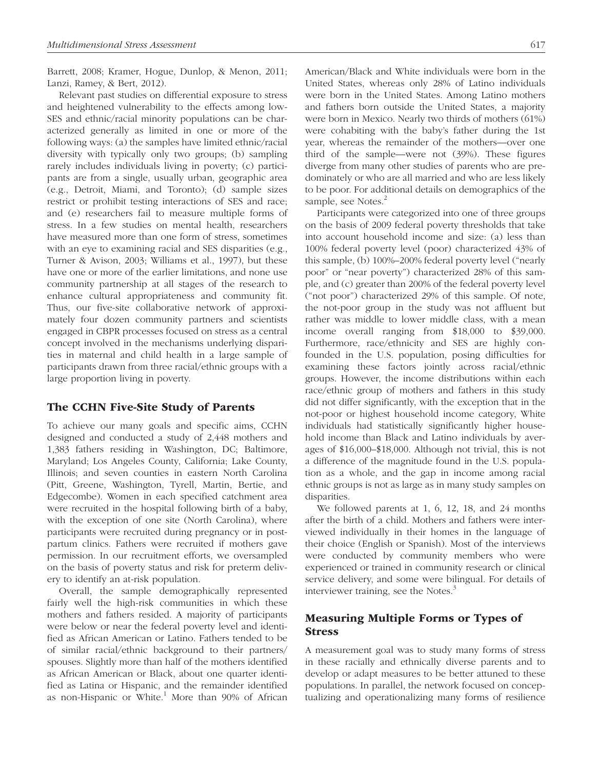Barrett, 2008; Kramer, Hogue, Dunlop, & Menon, 2011; Lanzi, Ramey, & Bert, 2012).

Relevant past studies on differential exposure to stress and heightened vulnerability to the effects among low-SES and ethnic/racial minority populations can be characterized generally as limited in one or more of the following ways: (a) the samples have limited ethnic/racial diversity with typically only two groups; (b) sampling rarely includes individuals living in poverty; (c) participants are from a single, usually urban, geographic area (e.g., Detroit, Miami, and Toronto); (d) sample sizes restrict or prohibit testing interactions of SES and race; and (e) researchers fail to measure multiple forms of stress. In a few studies on mental health, researchers have measured more than one form of stress, sometimes with an eye to examining racial and SES disparities (e.g., Turner & Avison, 2003; Williams et al., 1997), but these have one or more of the earlier limitations, and none use community partnership at all stages of the research to enhance cultural appropriateness and community fit. Thus, our five-site collaborative network of approximately four dozen community partners and scientists engaged in CBPR processes focused on stress as a central concept involved in the mechanisms underlying disparities in maternal and child health in a large sample of participants drawn from three racial/ethnic groups with a large proportion living in poverty.

## The CCHN Five-Site Study of Parents

To achieve our many goals and specific aims, CCHN designed and conducted a study of 2,448 mothers and 1,383 fathers residing in Washington, DC; Baltimore, Maryland; Los Angeles County, California; Lake County, Illinois; and seven counties in eastern North Carolina (Pitt, Greene, Washington, Tyrell, Martin, Bertie, and Edgecombe). Women in each specified catchment area were recruited in the hospital following birth of a baby, with the exception of one site (North Carolina), where participants were recruited during pregnancy or in postpartum clinics. Fathers were recruited if mothers gave permission. In our recruitment efforts, we oversampled on the basis of poverty status and risk for preterm delivery to identify an at-risk population.

Overall, the sample demographically represented fairly well the high-risk communities in which these mothers and fathers resided. A majority of participants were below or near the federal poverty level and identified as African American or Latino. Fathers tended to be of similar racial/ethnic background to their partners/spouses. Slightly more than half of the mothers identified as African American or Black, about one quarter identified as Latina or Hispanic, and the remainder identified as non-Hispanic or White.[1] More than 90% of African American/Black and White individuals were born in the United States, whereas only 28% of Latino individuals were born in the United States. Among Latino mothers and fathers born outside the United States, a majority were born in Mexico. Nearly two thirds of mothers (61%) were cohabiting with the baby's father during the 1st year, whereas the remainder of the mothers—over one third of the sample—were not (39%). These figures diverge from many other studies of parents who are predominately or who are all married and who are less likely to be poor. For additional details on demographics of the sample, see Notes.[2]

Participants were categorized into one of three groups on the basis of 2009 federal poverty thresholds that take into account household income and size: (a) less than 100% federal poverty level (poor) characterized 43% of this sample, (b) 100%–200% federal poverty level ("nearly poor" or "near poverty") characterized 28% of this sample, and (c) greater than 200% of the federal poverty level ("not poor") characterized 29% of this sample. Of note, the not-poor group in the study was not affluent but rather was middle to lower middle class, with a mean income overall ranging from \$18,000 to \$39,000. Furthermore, race/ethnicity and SES are highly confounded in the U.S. population, posing difficulties for examining these factors jointly across racial/ethnic groups. However, the income distributions within each race/ethnic group of mothers and fathers in this study did not differ significantly, with the exception that in the not-poor or highest household income category, White individuals had statistically significantly higher household income than Black and Latino individuals by averages of \$16,000–\$18,000. Although not trivial, this is not a difference of the magnitude found in the U.S. population as a whole, and the gap in income among racial ethnic groups is not as large as in many study samples on disparities.

We followed parents at 1, 6, 12, 18, and 24 months after the birth of a child. Mothers and fathers were interviewed individually in their homes in the language of their choice (English or Spanish). Most of the interviews were conducted by community members who were experienced or trained in community research or clinical service delivery, and some were bilingual. For details of interviewer training, see the Notes.[3]

## Measuring Multiple Forms or Types of Stress

A measurement goal was to study many forms of stress in these racially and ethnically diverse parents and to develop or adapt measures to be better attuned to these populations. In parallel, the network focused on conceptualizing and operationalizing many forms of resilience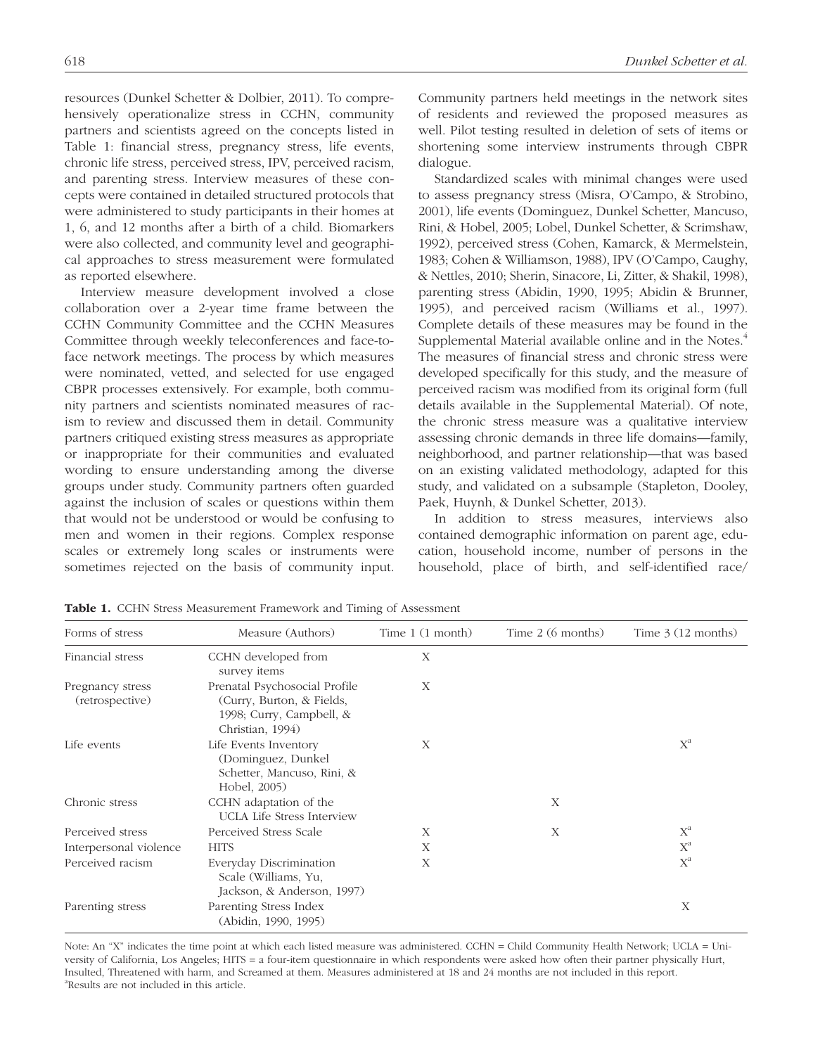resources (Dunkel Schetter & Dolbier, 2011). To comprehensively operationalize stress in CCHN, community partners and scientists agreed on the concepts listed in Table 1: financial stress, pregnancy stress, life events, chronic life stress, perceived stress, IPV, perceived racism, and parenting stress. Interview measures of these concepts were contained in detailed structured protocols that were administered to study participants in their homes at 1, 6, and 12 months after a birth of a child. Biomarkers were also collected, and community level and geographical approaches to stress measurement were formulated as reported elsewhere.

Interview measure development involved a close collaboration over a 2-year time frame between the CCHN Community Committee and the CCHN Measures Committee through weekly teleconferences and face-to-face network meetings. The process by which measures were nominated, vetted, and selected for use engaged CBPR processes extensively. For example, both community partners and scientists nominated measures of racism to review and discussed them in detail. Community partners critiqued existing stress measures as appropriate or inappropriate for their communities and evaluated wording to ensure understanding among the diverse groups under study. Community partners often guarded against the inclusion of scales or questions within them that would not be understood or would be confusing to men and women in their regions. Complex response scales or extremely long scales or instruments were sometimes rejected on the basis of community input. Community partners held meetings in the network sites of residents and reviewed the proposed measures as well. Pilot testing resulted in deletion of sets of items or shortening some interview instruments through CBPR dialogue.

Standardized scales with minimal changes were used to assess pregnancy stress (Misra, O'Campo, & Strobino, 2001), life events (Dominguez, Dunkel Schetter, Mancuso, Rini, & Hobel, 2005; Lobel, Dunkel Schetter, & Scrimshaw, 1992), perceived stress (Cohen, Kamarck, & Mermelstein, 1983; Cohen & Williamson, 1988), IPV (O'Campo, Caughy, & Nettles, 2010; Sherin, Sinacore, Li, Zitter, & Shakil, 1998), parenting stress (Abidin, 1990, 1995; Abidin & Brunner, 1995), and perceived racism (Williams et al., 1997). Complete details of these measures may be found in the Supplemental Material available online and in the Notes.[4] The measures of financial stress and chronic stress were developed specifically for this study, and the measure of perceived racism was modified from its original form (full details available in the Supplemental Material). Of note, the chronic stress measure was a qualitative interview assessing chronic demands in three life domains—family, neighborhood, and partner relationship—that was based on an existing validated methodology, adapted for this study, and validated on a subsample (Stapleton, Dooley, Paek, Huynh, & Dunkel Schetter, 2013).

In addition to stress measures, interviews also contained demographic information on parent age, education, household income, number of persons in the household, place of birth, and self-identified race/

**Table 1.** CCHN Stress Measurement Framework and Timing of Assessment

| Forms of stress | Measure (Authors) | Time 1 (1 month) | Time 2 (6 months) | Time 3 (12 months) |
|---|---|---|---|---|
| Financial stress | CCHN developed from survey items | X | | |
| Pregnancy stress (retrospective) | Prenatal Psychosocial Profile (Curry, Burton, & Fields, 1998; Curry, Campbell, & Christian, 1994) | X | | |
| Life events | Life Events Inventory (Dominguez, Dunkel Schetter, Mancuso, Rini, & Hobel, 2005) | X | | X[a] |
| Chronic stress | CCHN adaptation of the UCLA Life Stress Interview | | X | |
| Perceived stress | Perceived Stress Scale | X | X | X[a] |
| Interpersonal violence | HITS | X | | X[a] |
| Perceived racism | Everyday Discrimination Scale (Williams, Yu, Jackson, & Anderson, 1997) | X | | X[a] |
| Parenting stress | Parenting Stress Index (Abidin, 1990, 1995) | | | X |

Note: An "X" indicates the time point at which each listed measure was administered. CCHN = Child Community Health Network; UCLA = University of California, Los Angeles; HITS = a four-item questionnaire in which respondents were asked how often their partner physically Hurt, Insulted, Threatened with harm, and Screamed at them. Measures administered at 18 and 24 months are not included in this report.
[a]Results are not included in this article.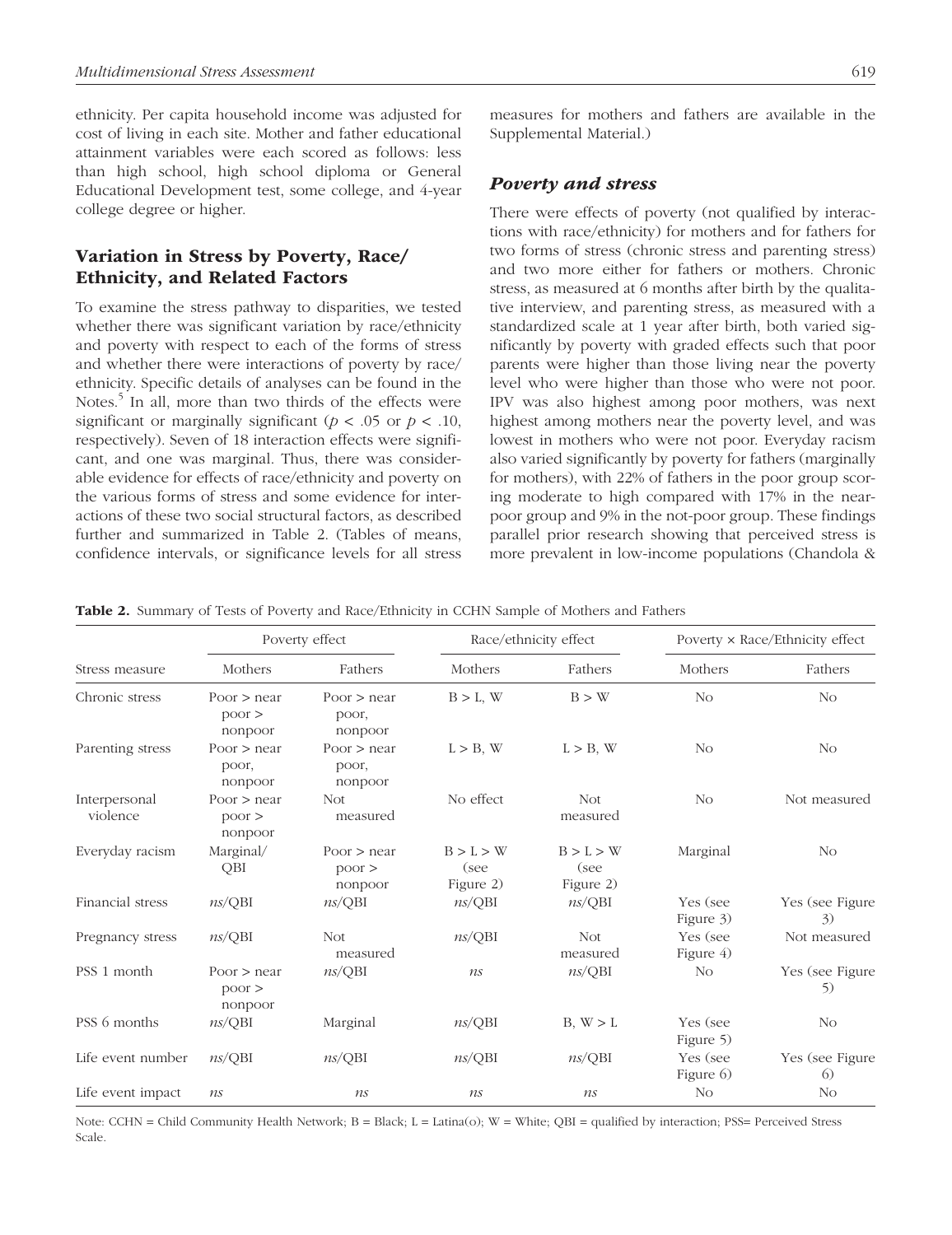ethnicity. Per capita household income was adjusted for cost of living in each site. Mother and father educational attainment variables were each scored as follows: less than high school, high school diploma or General Educational Development test, some college, and 4-year college degree or higher.

## Variation in Stress by Poverty, Race/Ethnicity, and Related Factors

To examine the stress pathway to disparities, we tested whether there was significant variation by race/ethnicity and poverty with respect to each of the forms of stress and whether there were interactions of poverty by race/ethnicity. Specific details of analyses can be found in the Notes.[5] In all, more than two thirds of the effects were significant or marginally significant ($p < .05$ or $p < .10$, respectively). Seven of 18 interaction effects were significant, and one was marginal. Thus, there was considerable evidence for effects of race/ethnicity and poverty on the various forms of stress and some evidence for interactions of these two social structural factors, as described further and summarized in Table 2. (Tables of means, confidence intervals, or significance levels for all stress measures for mothers and fathers are available in the Supplemental Material.)

### *Poverty and stress*

There were effects of poverty (not qualified by interactions with race/ethnicity) for mothers and for fathers for two forms of stress (chronic stress and parenting stress) and two more either for fathers or mothers. Chronic stress, as measured at 6 months after birth by the qualitative interview, and parenting stress, as measured with a standardized scale at 1 year after birth, both varied significantly by poverty with graded effects such that poor parents were higher than those living near the poverty level who were higher than those who were not poor. IPV was also highest among poor mothers, was next highest among mothers near the poverty level, and was lowest in mothers who were not poor. Everyday racism also varied significantly by poverty for fathers (marginally for mothers), with 22% of fathers in the poor group scoring moderate to high compared with 17% in the near-poor group and 9% in the not-poor group. These findings parallel prior research showing that perceived stress is more prevalent in low-income populations (Chandola &

**Table 2.** Summary of Tests of Poverty and Race/Ethnicity in CCHN Sample of Mothers and Fathers

| Stress measure | Poverty effect | | Race/ethnicity effect | | Poverty × Race/Ethnicity effect | |
|---|---|---|---|---|---|---|
| | Mothers | Fathers | Mothers | Fathers | Mothers | Fathers |
| Chronic stress | Poor > near poor > nonpoor | Poor > near poor, nonpoor | B > L, W | B > W | No | No |
| Parenting stress | Poor > near poor, nonpoor | Poor > near poor, nonpoor | L > B, W | L > B, W | No | No |
| Interpersonal violence | Poor > near poor > nonpoor | Not measured | No effect | Not measured | No | Not measured |
| Everyday racism | Marginal/QBI | Poor > near poor > nonpoor | B > L > W (see Figure 2) | B > L > W (see Figure 2) | Marginal | No |
| Financial stress | *ns*/QBI | *ns*/QBI | *ns*/QBI | *ns*/QBI | Yes (see Figure 3) | Yes (see Figure 3) |
| Pregnancy stress | *ns*/QBI | Not measured | *ns*/QBI | Not measured | Yes (see Figure 4) | Not measured |
| PSS 1 month | Poor > near poor > nonpoor | *ns*/QBI | *ns* | *ns*/QBI | No | Yes (see Figure 5) |
| PSS 6 months | *ns*/QBI | Marginal | *ns*/QBI | B, W > L | Yes (see Figure 5) | No |
| Life event number | *ns*/QBI | *ns*/QBI | *ns*/QBI | *ns*/QBI | Yes (see Figure 6) | Yes (see Figure 6) |
| Life event impact | *ns* | *ns* | *ns* | *ns* | No | No |

Note: CCHN = Child Community Health Network; B = Black; L = Latina(o); W = White; QBI = qualified by interaction; PSS= Perceived Stress Scale.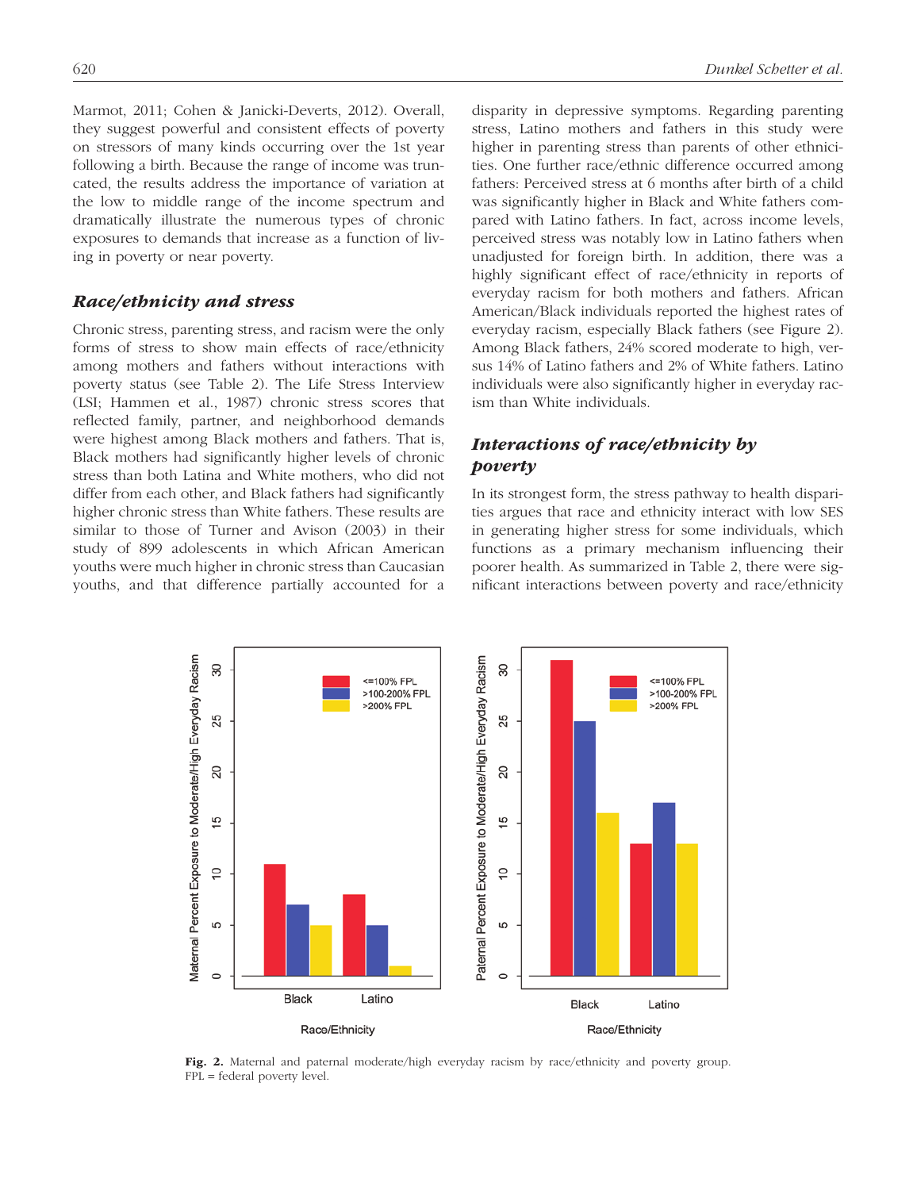Marmot, 2011; Cohen & Janicki-Deverts, 2012). Overall, they suggest powerful and consistent effects of poverty on stressors of many kinds occurring over the 1st year following a birth. Because the range of income was truncated, the results address the importance of variation at the low to middle range of the income spectrum and dramatically illustrate the numerous types of chronic exposures to demands that increase as a function of living in poverty or near poverty.

## *Race/ethnicity and stress*

Chronic stress, parenting stress, and racism were the only forms of stress to show main effects of race/ethnicity among mothers and fathers without interactions with poverty status (see Table 2). The Life Stress Interview (LSI; Hammen et al., 1987) chronic stress scores that reflected family, partner, and neighborhood demands were highest among Black mothers and fathers. That is, Black mothers had significantly higher levels of chronic stress than both Latina and White mothers, who did not differ from each other, and Black fathers had significantly higher chronic stress than White fathers. These results are similar to those of Turner and Avison (2003) in their study of 899 adolescents in which African American youths were much higher in chronic stress than Caucasian youths, and that difference partially accounted for a disparity in depressive symptoms. Regarding parenting stress, Latino mothers and fathers in this study were higher in parenting stress than parents of other ethnicities. One further race/ethnic difference occurred among fathers: Perceived stress at 6 months after birth of a child was significantly higher in Black and White fathers compared with Latino fathers. In fact, across income levels, perceived stress was notably low in Latino fathers when unadjusted for foreign birth. In addition, there was a highly significant effect of race/ethnicity in reports of everyday racism for both mothers and fathers. African American/Black individuals reported the highest rates of everyday racism, especially Black fathers (see Figure 2). Among Black fathers, 24% scored moderate to high, versus 14% of Latino fathers and 2% of White fathers. Latino individuals were also significantly higher in everyday racism than White individuals.

## *Interactions of race/ethnicity by poverty*

In its strongest form, the stress pathway to health disparities argues that race and ethnicity interact with low SES in generating higher stress for some individuals, which functions as a primary mechanism influencing their poorer health. As summarized in Table 2, there were significant interactions between poverty and race/ethnicity

**Fig. 2.** Maternal and paternal moderate/high everyday racism by race/ethnicity and poverty group. FPL = federal poverty level.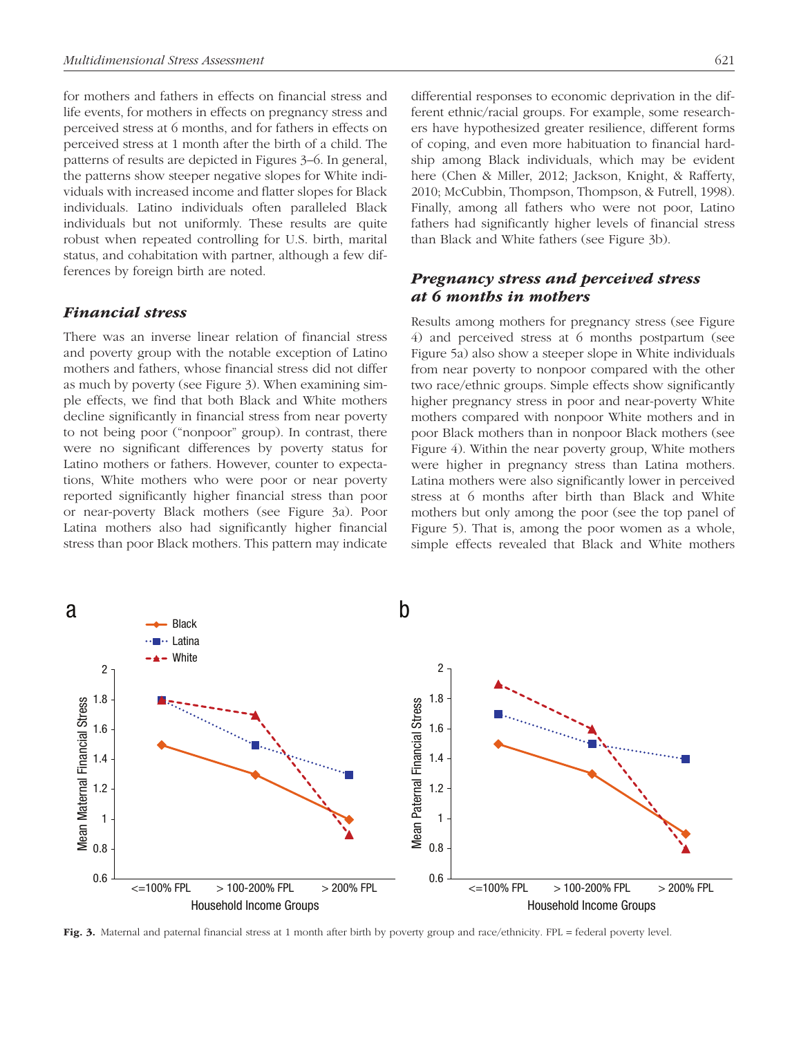for mothers and fathers in effects on financial stress and life events, for mothers in effects on pregnancy stress and perceived stress at 6 months, and for fathers in effects on perceived stress at 1 month after the birth of a child. The patterns of results are depicted in Figures 3–6. In general, the patterns show steeper negative slopes for White individuals with increased income and flatter slopes for Black individuals. Latino individuals often paralleled Black individuals but not uniformly. These results are quite robust when repeated controlling for U.S. birth, marital status, and cohabitation with partner, although a few differences by foreign birth are noted.

### *Financial stress*

There was an inverse linear relation of financial stress and poverty group with the notable exception of Latino mothers and fathers, whose financial stress did not differ as much by poverty (see Figure 3). When examining simple effects, we find that both Black and White mothers decline significantly in financial stress from near poverty to not being poor ("nonpoor" group). In contrast, there were no significant differences by poverty status for Latino mothers or fathers. However, counter to expectations, White mothers who were poor or near poverty reported significantly higher financial stress than poor or near-poverty Black mothers (see Figure 3a). Poor Latina mothers also had significantly higher financial stress than poor Black mothers. This pattern may indicate differential responses to economic deprivation in the different ethnic/racial groups. For example, some researchers have hypothesized greater resilience, different forms of coping, and even more habituation to financial hardship among Black individuals, which may be evident here (Chen & Miller, 2012; Jackson, Knight, & Rafferty, 2010; McCubbin, Thompson, Thompson, & Futrell, 1998). Finally, among all fathers who were not poor, Latino fathers had significantly higher levels of financial stress than Black and White fathers (see Figure 3b).

### *Pregnancy stress and perceived stress at 6 months in mothers*

Results among mothers for pregnancy stress (see Figure 4) and perceived stress at 6 months postpartum (see Figure 5a) also show a steeper slope in White individuals from near poverty to nonpoor compared with the other two race/ethnic groups. Simple effects show significantly higher pregnancy stress in poor and near-poverty White mothers compared with nonpoor White mothers and in poor Black mothers than in nonpoor Black mothers (see Figure 4). Within the near poverty group, White mothers were higher in pregnancy stress than Latina mothers. Latina mothers were also significantly lower in perceived stress at 6 months after birth than Black and White mothers but only among the poor (see the top panel of Figure 5). That is, among the poor women as a whole, simple effects revealed that Black and White mothers

**Fig. 3.** Maternal and paternal financial stress at 1 month after birth by poverty group and race/ethnicity. FPL = federal poverty level.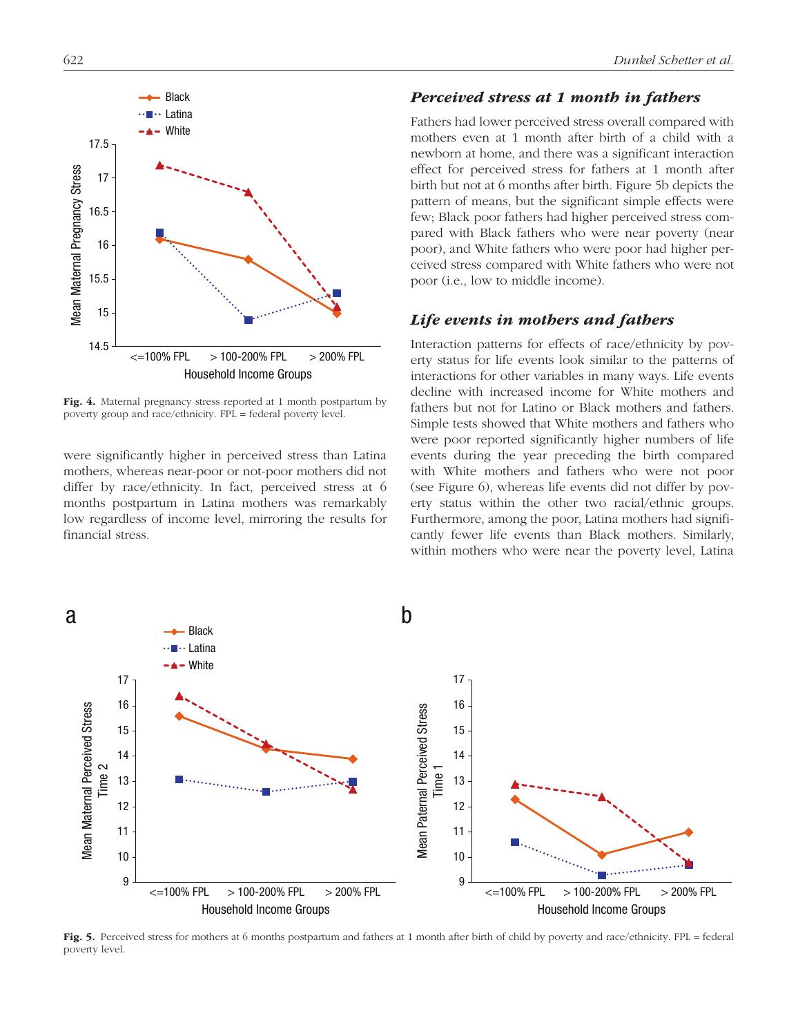Fig. 4. Maternal pregnancy stress reported at 1 month postpartum by poverty group and race/ethnicity. FPL = federal poverty level.

were significantly higher in perceived stress than Latina mothers, whereas near-poor or not-poor mothers did not differ by race/ethnicity. In fact, perceived stress at 6 months postpartum in Latina mothers was remarkably low regardless of income level, mirroring the results for financial stress.

### *Perceived stress at 1 month in fathers*

Fathers had lower perceived stress overall compared with mothers even at 1 month after birth of a child with a newborn at home, and there was a significant interaction effect for perceived stress for fathers at 1 month after birth but not at 6 months after birth. Figure 5b depicts the pattern of means, but the significant simple effects were few; Black poor fathers had higher perceived stress compared with Black fathers who were near poverty (near poor), and White fathers who were poor had higher perceived stress compared with White fathers who were not poor (i.e., low to middle income).

### *Life events in mothers and fathers*

Interaction patterns for effects of race/ethnicity by poverty status for life events look similar to the patterns of interactions for other variables in many ways. Life events decline with increased income for White mothers and fathers but not for Latino or Black mothers and fathers. Simple tests showed that White mothers and fathers who were poor reported significantly higher numbers of life events during the year preceding the birth compared with White mothers and fathers who were not poor (see Figure 6), whereas life events did not differ by poverty status within the other two racial/ethnic groups. Furthermore, among the poor, Latina mothers had significantly fewer life events than Black mothers. Similarly, within mothers who were near the poverty level, Latina

Fig. 5. Perceived stress for mothers at 6 months postpartum and fathers at 1 month after birth of child by poverty and race/ethnicity. FPL = federal poverty level.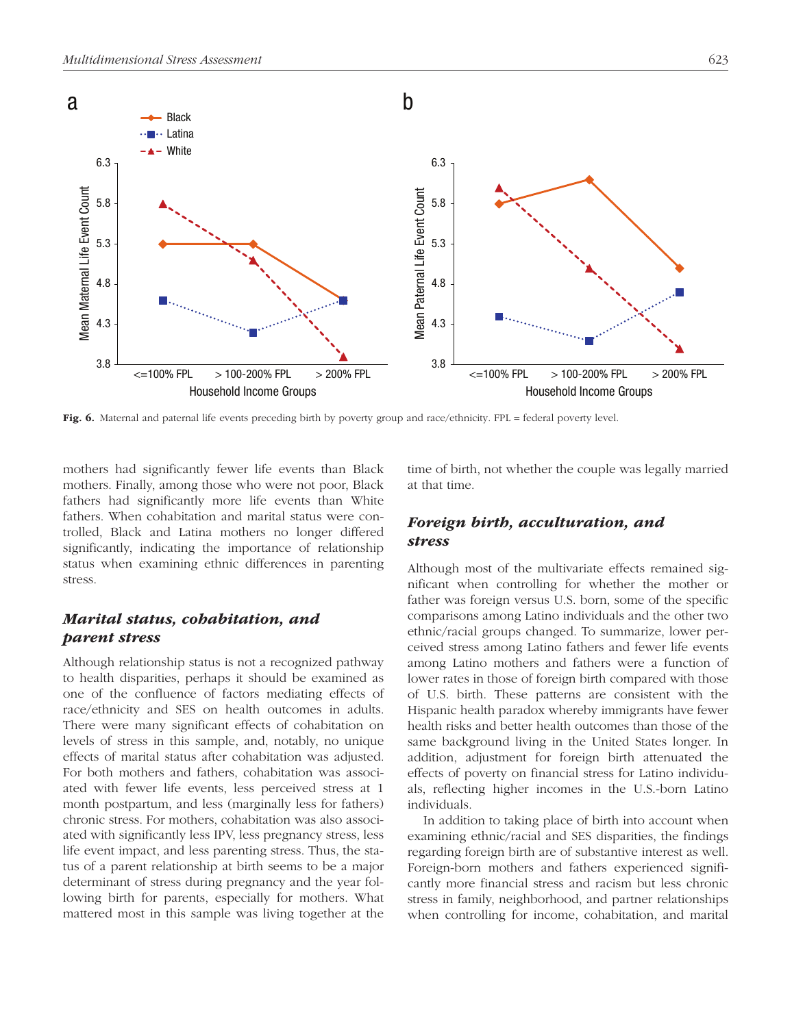a

Black
Latina
White

Mean Maternal Life Event Count

6.3
5.8
5.3
4.8
4.3
3.8

<=100% FPL
> 100-200% FPL
> 200% FPL

Household Income Groups

b

Mean Paternal Life Event Count

6.3
5.8
5.3
4.8
4.3
3.8

<=100% FPL
> 100-200% FPL
> 200% FPL

Household Income Groups

**Fig. 6.** Maternal and paternal life events preceding birth by poverty group and race/ethnicity. FPL = federal poverty level.

mothers had significantly fewer life events than Black mothers. Finally, among those who were not poor, Black fathers had significantly more life events than White fathers. When cohabitation and marital status were controlled, Black and Latina mothers no longer differed significantly, indicating the importance of relationship status when examining ethnic differences in parenting stress.

## *Marital status, cohabitation, and parent stress*

Although relationship status is not a recognized pathway to health disparities, perhaps it should be examined as one of the confluence of factors mediating effects of race/ethnicity and SES on health outcomes in adults. There were many significant effects of cohabitation on levels of stress in this sample, and, notably, no unique effects of marital status after cohabitation was adjusted. For both mothers and fathers, cohabitation was associated with fewer life events, less perceived stress at 1 month postpartum, and less (marginally less for fathers) chronic stress. For mothers, cohabitation was also associated with significantly less IPV, less pregnancy stress, less life event impact, and less parenting stress. Thus, the status of a parent relationship at birth seems to be a major determinant of stress during pregnancy and the year following birth for parents, especially for mothers. What mattered most in this sample was living together at the time of birth, not whether the couple was legally married at that time.

## *Foreign birth, acculturation, and stress*

Although most of the multivariate effects remained significant when controlling for whether the mother or father was foreign versus U.S. born, some of the specific comparisons among Latino individuals and the other two ethnic/racial groups changed. To summarize, lower perceived stress among Latino fathers and fewer life events among Latino mothers and fathers were a function of lower rates in those of foreign birth compared with those of U.S. birth. These patterns are consistent with the Hispanic health paradox whereby immigrants have fewer health risks and better health outcomes than those of the same background living in the United States longer. In addition, adjustment for foreign birth attenuated the effects of poverty on financial stress for Latino individuals, reflecting higher incomes in the U.S.-born Latino individuals.

In addition to taking place of birth into account when examining ethnic/racial and SES disparities, the findings regarding foreign birth are of substantive interest as well. Foreign-born mothers and fathers experienced significantly more financial stress and racism but less chronic stress in family, neighborhood, and partner relationships when controlling for income, cohabitation, and marital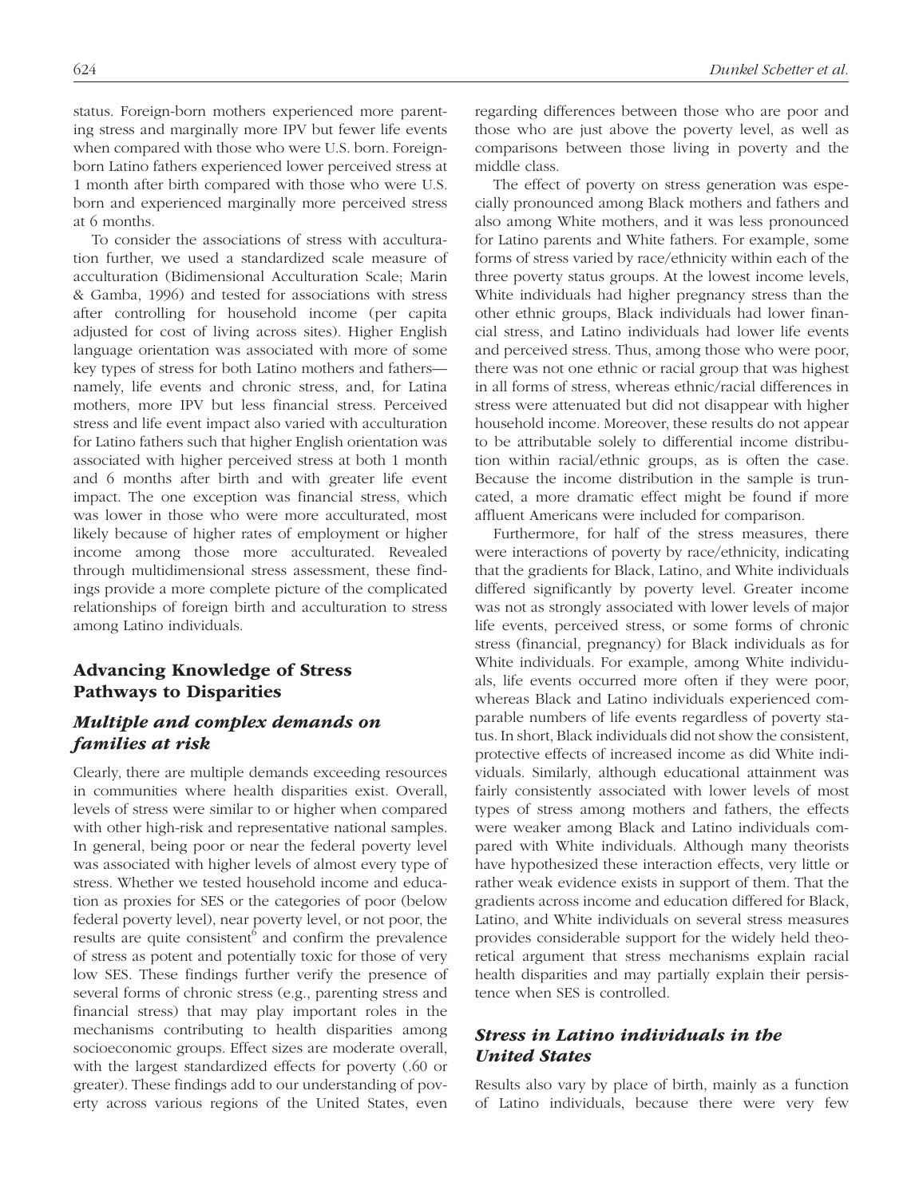status. Foreign-born mothers experienced more parenting stress and marginally more IPV but fewer life events when compared with those who were U.S. born. Foreign-born Latino fathers experienced lower perceived stress at 1 month after birth compared with those who were U.S. born and experienced marginally more perceived stress at 6 months.

To consider the associations of stress with acculturation further, we used a standardized scale measure of acculturation (Bidimensional Acculturation Scale; Marin & Gamba, 1996) and tested for associations with stress after controlling for household income (per capita adjusted for cost of living across sites). Higher English language orientation was associated with more of some key types of stress for both Latino mothers and fathers—namely, life events and chronic stress, and, for Latina mothers, more IPV but less financial stress. Perceived stress and life event impact also varied with acculturation for Latino fathers such that higher English orientation was associated with higher perceived stress at both 1 month and 6 months after birth and with greater life event impact. The one exception was financial stress, which was lower in those who were more acculturated, most likely because of higher rates of employment or higher income among those more acculturated. Revealed through multidimensional stress assessment, these findings provide a more complete picture of the complicated relationships of foreign birth and acculturation to stress among Latino individuals.

## Advancing Knowledge of Stress Pathways to Disparities

### *Multiple and complex demands on families at risk*

Clearly, there are multiple demands exceeding resources in communities where health disparities exist. Overall, levels of stress were similar to or higher when compared with other high-risk and representative national samples. In general, being poor or near the federal poverty level was associated with higher levels of almost every type of stress. Whether we tested household income and education as proxies for SES or the categories of poor (below federal poverty level), near poverty level, or not poor, the results are quite consistent[6] and confirm the prevalence of stress as potent and potentially toxic for those of very low SES. These findings further verify the presence of several forms of chronic stress (e.g., parenting stress and financial stress) that may play important roles in the mechanisms contributing to health disparities among socioeconomic groups. Effect sizes are moderate overall, with the largest standardized effects for poverty (.60 or greater). These findings add to our understanding of poverty across various regions of the United States, even regarding differences between those who are poor and those who are just above the poverty level, as well as comparisons between those living in poverty and the middle class.

The effect of poverty on stress generation was especially pronounced among Black mothers and fathers and also among White mothers, and it was less pronounced for Latino parents and White fathers. For example, some forms of stress varied by race/ethnicity within each of the three poverty status groups. At the lowest income levels, White individuals had higher pregnancy stress than the other ethnic groups, Black individuals had lower financial stress, and Latino individuals had lower life events and perceived stress. Thus, among those who were poor, there was not one ethnic or racial group that was highest in all forms of stress, whereas ethnic/racial differences in stress were attenuated but did not disappear with higher household income. Moreover, these results do not appear to be attributable solely to differential income distribution within racial/ethnic groups, as is often the case. Because the income distribution in the sample is truncated, a more dramatic effect might be found if more affluent Americans were included for comparison.

Furthermore, for half of the stress measures, there were interactions of poverty by race/ethnicity, indicating that the gradients for Black, Latino, and White individuals differed significantly by poverty level. Greater income was not as strongly associated with lower levels of major life events, perceived stress, or some forms of chronic stress (financial, pregnancy) for Black individuals as for White individuals. For example, among White individuals, life events occurred more often if they were poor, whereas Black and Latino individuals experienced comparable numbers of life events regardless of poverty status. In short, Black individuals did not show the consistent, protective effects of increased income as did White individuals. Similarly, although educational attainment was fairly consistently associated with lower levels of most types of stress among mothers and fathers, the effects were weaker among Black and Latino individuals compared with White individuals. Although many theorists have hypothesized these interaction effects, very little or rather weak evidence exists in support of them. That the gradients across income and education differed for Black, Latino, and White individuals on several stress measures provides considerable support for the widely held theoretical argument that stress mechanisms explain racial health disparities and may partially explain their persistence when SES is controlled.

### *Stress in Latino individuals in the United States*

Results also vary by place of birth, mainly as a function of Latino individuals, because there were very few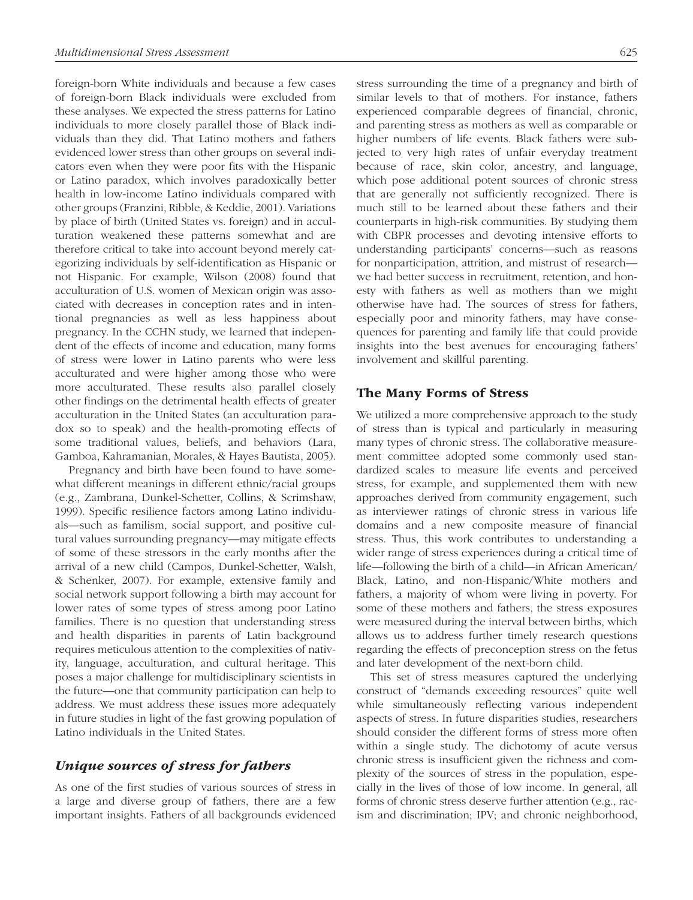foreign-born White individuals and because a few cases of foreign-born Black individuals were excluded from these analyses. We expected the stress patterns for Latino individuals to more closely parallel those of Black individuals than they did. That Latino mothers and fathers evidenced lower stress than other groups on several indicators even when they were poor fits with the Hispanic or Latino paradox, which involves paradoxically better health in low-income Latino individuals compared with other groups (Franzini, Ribble, & Keddie, 2001). Variations by place of birth (United States vs. foreign) and in acculturation weakened these patterns somewhat and are therefore critical to take into account beyond merely categorizing individuals by self-identification as Hispanic or not Hispanic. For example, Wilson (2008) found that acculturation of U.S. women of Mexican origin was associated with decreases in conception rates and in intentional pregnancies as well as less happiness about pregnancy. In the CCHN study, we learned that independent of the effects of income and education, many forms of stress were lower in Latino parents who were less acculturated and were higher among those who were more acculturated. These results also parallel closely other findings on the detrimental health effects of greater acculturation in the United States (an acculturation paradox so to speak) and the health-promoting effects of some traditional values, beliefs, and behaviors (Lara, Gamboa, Kahramanian, Morales, & Hayes Bautista, 2005).

Pregnancy and birth have been found to have somewhat different meanings in different ethnic/racial groups (e.g., Zambrana, Dunkel-Schetter, Collins, & Scrimshaw, 1999). Specific resilience factors among Latino individuals—such as familism, social support, and positive cultural values surrounding pregnancy—may mitigate effects of some of these stressors in the early months after the arrival of a new child (Campos, Dunkel-Schetter, Walsh, & Schenker, 2007). For example, extensive family and social network support following a birth may account for lower rates of some types of stress among poor Latino families. There is no question that understanding stress and health disparities in parents of Latin background requires meticulous attention to the complexities of nativity, language, acculturation, and cultural heritage. This poses a major challenge for multidisciplinary scientists in the future—one that community participation can help to address. We must address these issues more adequately in future studies in light of the fast growing population of Latino individuals in the United States.

### *Unique sources of stress for fathers*

As one of the first studies of various sources of stress in a large and diverse group of fathers, there are a few important insights. Fathers of all backgrounds evidenced stress surrounding the time of a pregnancy and birth of similar levels to that of mothers. For instance, fathers experienced comparable degrees of financial, chronic, and parenting stress as mothers as well as comparable or higher numbers of life events. Black fathers were subjected to very high rates of unfair everyday treatment because of race, skin color, ancestry, and language, which pose additional potent sources of chronic stress that are generally not sufficiently recognized. There is much still to be learned about these fathers and their counterparts in high-risk communities. By studying them with CBPR processes and devoting intensive efforts to understanding participants' concerns—such as reasons for nonparticipation, attrition, and mistrust of research—we had better success in recruitment, retention, and honesty with fathers as well as mothers than we might otherwise have had. The sources of stress for fathers, especially poor and minority fathers, may have consequences for parenting and family life that could provide insights into the best avenues for encouraging fathers' involvement and skillful parenting.

## The Many Forms of Stress

We utilized a more comprehensive approach to the study of stress than is typical and particularly in measuring many types of chronic stress. The collaborative measurement committee adopted some commonly used standardized scales to measure life events and perceived stress, for example, and supplemented them with new approaches derived from community engagement, such as interviewer ratings of chronic stress in various life domains and a new composite measure of financial stress. Thus, this work contributes to understanding a wider range of stress experiences during a critical time of life—following the birth of a child—in African American/Black, Latino, and non-Hispanic/White mothers and fathers, a majority of whom were living in poverty. For some of these mothers and fathers, the stress exposures were measured during the interval between births, which allows us to address further timely research questions regarding the effects of preconception stress on the fetus and later development of the next-born child.

This set of stress measures captured the underlying construct of "demands exceeding resources" quite well while simultaneously reflecting various independent aspects of stress. In future disparities studies, researchers should consider the different forms of stress more often within a single study. The dichotomy of acute versus chronic stress is insufficient given the richness and complexity of the sources of stress in the population, especially in the lives of those of low income. In general, all forms of chronic stress deserve further attention (e.g., racism and discrimination; IPV; and chronic neighborhood,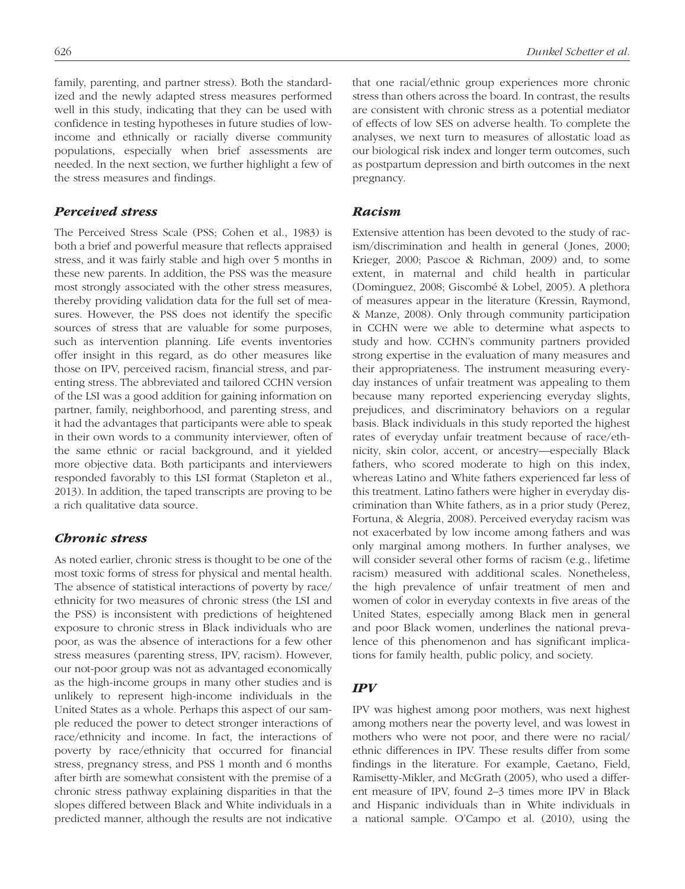family, parenting, and partner stress). Both the standardized and the newly adapted stress measures performed well in this study, indicating that they can be used with confidence in testing hypotheses in future studies of low-income and ethnically or racially diverse community populations, especially when brief assessments are needed. In the next section, we further highlight a few of the stress measures and findings.

### *Perceived stress*

The Perceived Stress Scale (PSS; Cohen et al., 1983) is both a brief and powerful measure that reflects appraised stress, and it was fairly stable and high over 5 months in these new parents. In addition, the PSS was the measure most strongly associated with the other stress measures, thereby providing validation data for the full set of measures. However, the PSS does not identify the specific sources of stress that are valuable for some purposes, such as intervention planning. Life events inventories offer insight in this regard, as do other measures like those on IPV, perceived racism, financial stress, and parenting stress. The abbreviated and tailored CCHN version of the LSI was a good addition for gaining information on partner, family, neighborhood, and parenting stress, and it had the advantages that participants were able to speak in their own words to a community interviewer, often of the same ethnic or racial background, and it yielded more objective data. Both participants and interviewers responded favorably to this LSI format (Stapleton et al., 2013). In addition, the taped transcripts are proving to be a rich qualitative data source.

### *Chronic stress*

As noted earlier, chronic stress is thought to be one of the most toxic forms of stress for physical and mental health. The absence of statistical interactions of poverty by race/ethnicity for two measures of chronic stress (the LSI and the PSS) is inconsistent with predictions of heightened exposure to chronic stress in Black individuals who are poor, as was the absence of interactions for a few other stress measures (parenting stress, IPV, racism). However, our not-poor group was not as advantaged economically as the high-income groups in many other studies and is unlikely to represent high-income individuals in the United States as a whole. Perhaps this aspect of our sample reduced the power to detect stronger interactions of race/ethnicity and income. In fact, the interactions of poverty by race/ethnicity that occurred for financial stress, pregnancy stress, and PSS 1 month and 6 months after birth are somewhat consistent with the premise of a chronic stress pathway explaining disparities in that the slopes differed between Black and White individuals in a predicted manner, although the results are not indicative that one racial/ethnic group experiences more chronic stress than others across the board. In contrast, the results are consistent with chronic stress as a potential mediator of effects of low SES on adverse health. To complete the analyses, we next turn to measures of allostatic load as our biological risk index and longer term outcomes, such as postpartum depression and birth outcomes in the next pregnancy.

### *Racism*

Extensive attention has been devoted to the study of racism/discrimination and health in general (Jones, 2000; Krieger, 2000; Pascoe & Richman, 2009) and, to some extent, in maternal and child health in particular (Dominguez, 2008; Giscombé & Lobel, 2005). A plethora of measures appear in the literature (Kressin, Raymond, & Manze, 2008). Only through community participation in CCHN were we able to determine what aspects to study and how. CCHN's community partners provided strong expertise in the evaluation of many measures and their appropriateness. The instrument measuring everyday instances of unfair treatment was appealing to them because many reported experiencing everyday slights, prejudices, and discriminatory behaviors on a regular basis. Black individuals in this study reported the highest rates of everyday unfair treatment because of race/ethnicity, skin color, accent, or ancestry—especially Black fathers, who scored moderate to high on this index, whereas Latino and White fathers experienced far less of this treatment. Latino fathers were higher in everyday discrimination than White fathers, as in a prior study (Perez, Fortuna, & Alegria, 2008). Perceived everyday racism was not exacerbated by low income among fathers and was only marginal among mothers. In further analyses, we will consider several other forms of racism (e.g., lifetime racism) measured with additional scales. Nonetheless, the high prevalence of unfair treatment of men and women of color in everyday contexts in five areas of the United States, especially among Black men in general and poor Black women, underlines the national prevalence of this phenomenon and has significant implications for family health, public policy, and society.

### *IPV*

IPV was highest among poor mothers, was next highest among mothers near the poverty level, and was lowest in mothers who were not poor, and there were no racial/ethnic differences in IPV. These results differ from some findings in the literature. For example, Caetano, Field, Ramisetty-Mikler, and McGrath (2005), who used a different measure of IPV, found 2–3 times more IPV in Black and Hispanic individuals than in White individuals in a national sample. O'Campo et al. (2010), using the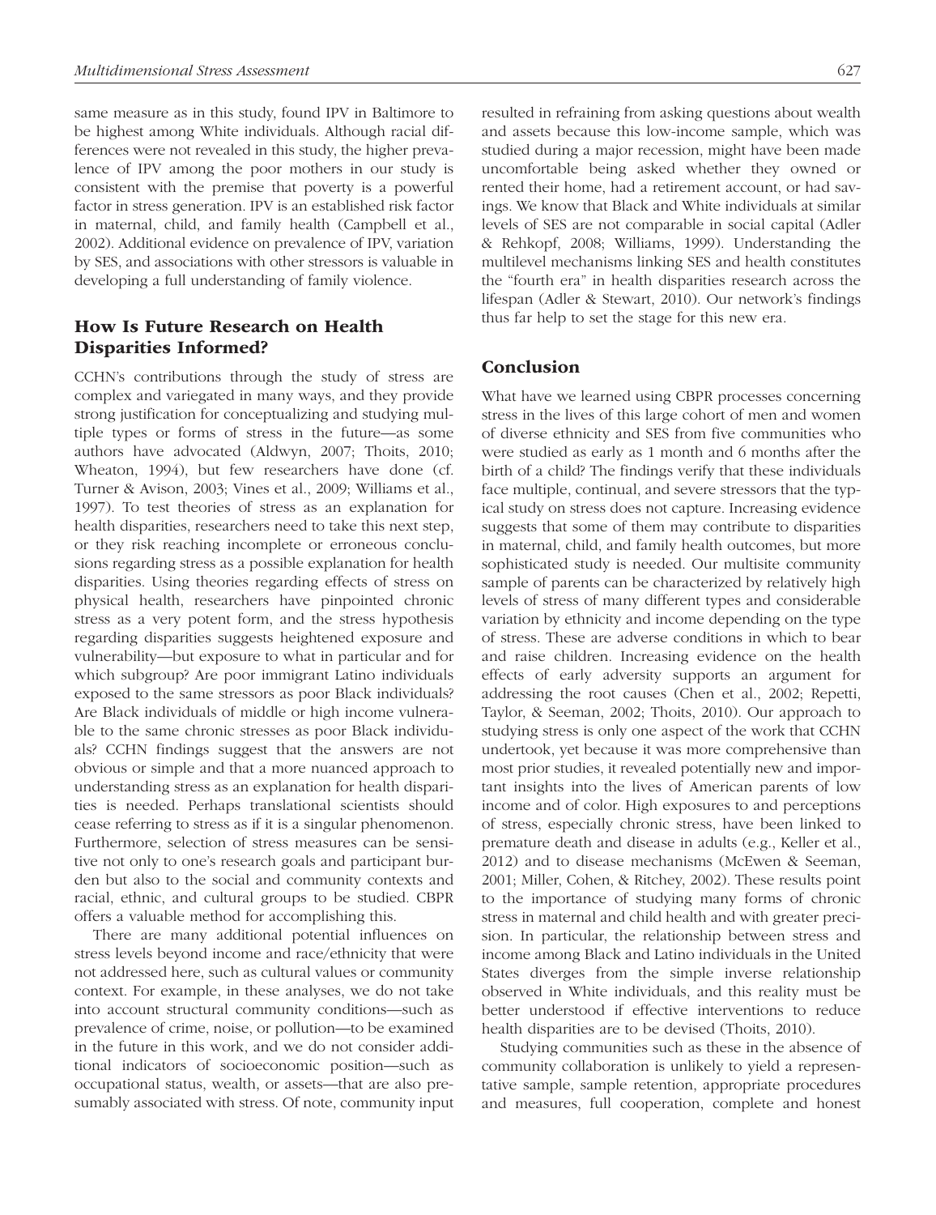same measure as in this study, found IPV in Baltimore to be highest among White individuals. Although racial differences were not revealed in this study, the higher prevalence of IPV among the poor mothers in our study is consistent with the premise that poverty is a powerful factor in stress generation. IPV is an established risk factor in maternal, child, and family health (Campbell et al., 2002). Additional evidence on prevalence of IPV, variation by SES, and associations with other stressors is valuable in developing a full understanding of family violence.

## How Is Future Research on Health Disparities Informed?

CCHN's contributions through the study of stress are complex and variegated in many ways, and they provide strong justification for conceptualizing and studying multiple types or forms of stress in the future—as some authors have advocated (Aldwyn, 2007; Thoits, 2010; Wheaton, 1994), but few researchers have done (cf. Turner & Avison, 2003; Vines et al., 2009; Williams et al., 1997). To test theories of stress as an explanation for health disparities, researchers need to take this next step, or they risk reaching incomplete or erroneous conclusions regarding stress as a possible explanation for health disparities. Using theories regarding effects of stress on physical health, researchers have pinpointed chronic stress as a very potent form, and the stress hypothesis regarding disparities suggests heightened exposure and vulnerability—but exposure to what in particular and for which subgroup? Are poor immigrant Latino individuals exposed to the same stressors as poor Black individuals? Are Black individuals of middle or high income vulnerable to the same chronic stresses as poor Black individuals? CCHN findings suggest that the answers are not obvious or simple and that a more nuanced approach to understanding stress as an explanation for health disparities is needed. Perhaps translational scientists should cease referring to stress as if it is a singular phenomenon. Furthermore, selection of stress measures can be sensitive not only to one's research goals and participant burden but also to the social and community contexts and racial, ethnic, and cultural groups to be studied. CBPR offers a valuable method for accomplishing this.

There are many additional potential influences on stress levels beyond income and race/ethnicity that were not addressed here, such as cultural values or community context. For example, in these analyses, we do not take into account structural community conditions—such as prevalence of crime, noise, or pollution—to be examined in the future in this work, and we do not consider additional indicators of socioeconomic position—such as occupational status, wealth, or assets—that are also presumably associated with stress. Of note, community input resulted in refraining from asking questions about wealth and assets because this low-income sample, which was studied during a major recession, might have been made uncomfortable being asked whether they owned or rented their home, had a retirement account, or had savings. We know that Black and White individuals at similar levels of SES are not comparable in social capital (Adler & Rehkopf, 2008; Williams, 1999). Understanding the multilevel mechanisms linking SES and health constitutes the "fourth era" in health disparities research across the lifespan (Adler & Stewart, 2010). Our network's findings thus far help to set the stage for this new era.

## Conclusion

What have we learned using CBPR processes concerning stress in the lives of this large cohort of men and women of diverse ethnicity and SES from five communities who were studied as early as 1 month and 6 months after the birth of a child? The findings verify that these individuals face multiple, continual, and severe stressors that the typical study on stress does not capture. Increasing evidence suggests that some of them may contribute to disparities in maternal, child, and family health outcomes, but more sophisticated study is needed. Our multisite community sample of parents can be characterized by relatively high levels of stress of many different types and considerable variation by ethnicity and income depending on the type of stress. These are adverse conditions in which to bear and raise children. Increasing evidence on the health effects of early adversity supports an argument for addressing the root causes (Chen et al., 2002; Repetti, Taylor, & Seeman, 2002; Thoits, 2010). Our approach to studying stress is only one aspect of the work that CCHN undertook, yet because it was more comprehensive than most prior studies, it revealed potentially new and important insights into the lives of American parents of low income and of color. High exposures to and perceptions of stress, especially chronic stress, have been linked to premature death and disease in adults (e.g., Keller et al., 2012) and to disease mechanisms (McEwen & Seeman, 2001; Miller, Cohen, & Ritchey, 2002). These results point to the importance of studying many forms of chronic stress in maternal and child health and with greater precision. In particular, the relationship between stress and income among Black and Latino individuals in the United States diverges from the simple inverse relationship observed in White individuals, and this reality must be better understood if effective interventions to reduce health disparities are to be devised (Thoits, 2010).

Studying communities such as these in the absence of community collaboration is unlikely to yield a representative sample, sample retention, appropriate procedures and measures, full cooperation, complete and honest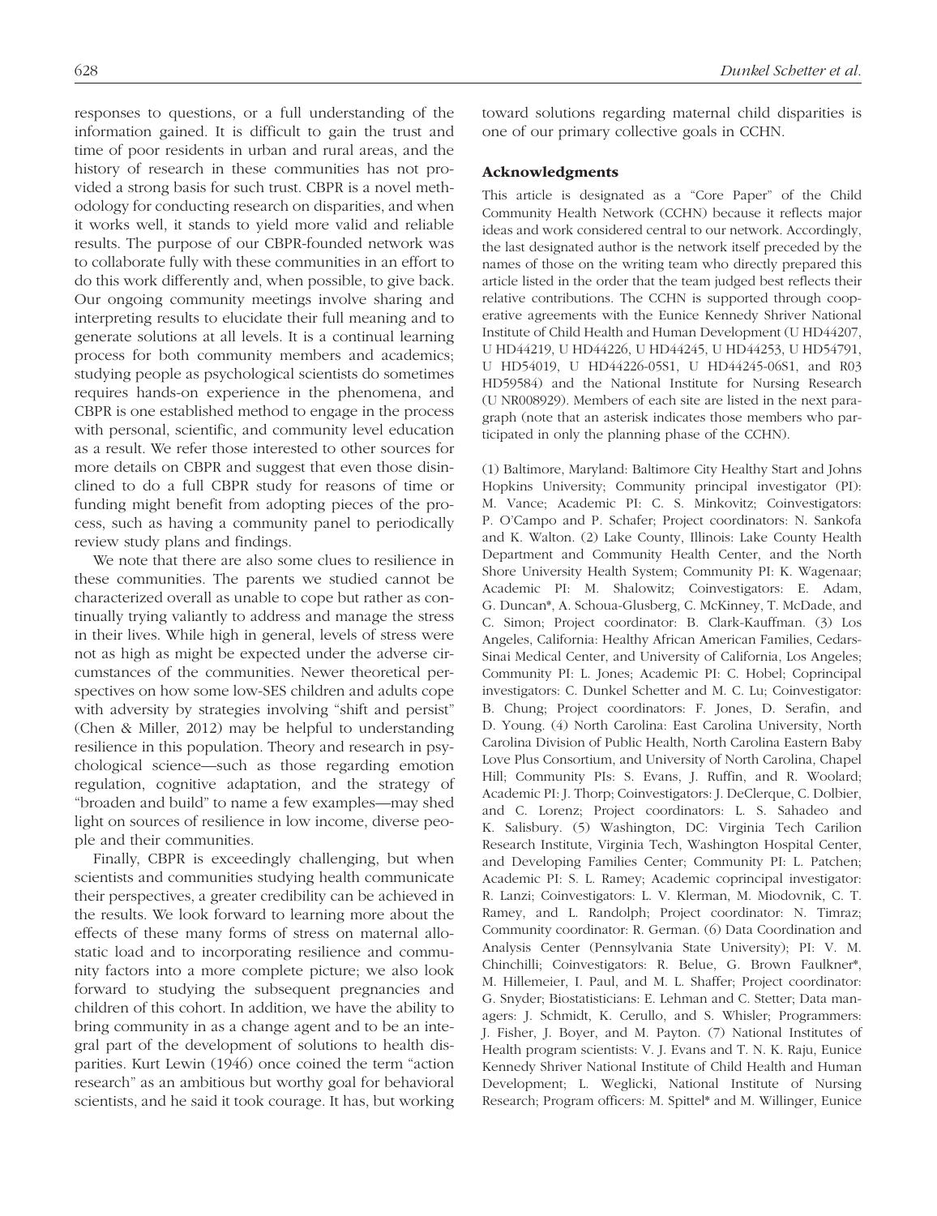responses to questions, or a full understanding of the information gained. It is difficult to gain the trust and time of poor residents in urban and rural areas, and the history of research in these communities has not provided a strong basis for such trust. CBPR is a novel methodology for conducting research on disparities, and when it works well, it stands to yield more valid and reliable results. The purpose of our CBPR-founded network was to collaborate fully with these communities in an effort to do this work differently and, when possible, to give back. Our ongoing community meetings involve sharing and interpreting results to elucidate their full meaning and to generate solutions at all levels. It is a continual learning process for both community members and academics; studying people as psychological scientists do sometimes requires hands-on experience in the phenomena, and CBPR is one established method to engage in the process with personal, scientific, and community level education as a result. We refer those interested to other sources for more details on CBPR and suggest that even those disinclined to do a full CBPR study for reasons of time or funding might benefit from adopting pieces of the process, such as having a community panel to periodically review study plans and findings.

We note that there are also some clues to resilience in these communities. The parents we studied cannot be characterized overall as unable to cope but rather as continually trying valiantly to address and manage the stress in their lives. While high in general, levels of stress were not as high as might be expected under the adverse circumstances of the communities. Newer theoretical perspectives on how some low-SES children and adults cope with adversity by strategies involving "shift and persist" (Chen & Miller, 2012) may be helpful to understanding resilience in this population. Theory and research in psychological science—such as those regarding emotion regulation, cognitive adaptation, and the strategy of "broaden and build" to name a few examples—may shed light on sources of resilience in low income, diverse people and their communities.

Finally, CBPR is exceedingly challenging, but when scientists and communities studying health communicate their perspectives, a greater credibility can be achieved in the results. We look forward to learning more about the effects of these many forms of stress on maternal allostatic load and to incorporating resilience and community factors into a more complete picture; we also look forward to studying the subsequent pregnancies and children of this cohort. In addition, we have the ability to bring community in as a change agent and to be an integral part of the development of solutions to health disparities. Kurt Lewin (1946) once coined the term "action research" as an ambitious but worthy goal for behavioral scientists, and he said it took courage. It has, but working toward solutions regarding maternal child disparities is one of our primary collective goals in CCHN.

## Acknowledgments

This article is designated as a "Core Paper" of the Child Community Health Network (CCHN) because it reflects major ideas and work considered central to our network. Accordingly, the last designated author is the network itself preceded by the names of those on the writing team who directly prepared this article listed in the order that the team judged best reflects their relative contributions. The CCHN is supported through cooperative agreements with the Eunice Kennedy Shriver National Institute of Child Health and Human Development (U HD44207, U HD44219, U HD44226, U HD44245, U HD44253, U HD54791, U HD54019, U HD44226-05S1, U HD44245-06S1, and R03 HD59584) and the National Institute for Nursing Research (U NR008929). Members of each site are listed in the next paragraph (note that an asterisk indicates those members who participated in only the planning phase of the CCHN).

(1) Baltimore, Maryland: Baltimore City Healthy Start and Johns Hopkins University; Community principal investigator (PI): M. Vance; Academic PI: C. S. Minkovitz; Coinvestigators: P. O'Campo and P. Schafer; Project coordinators: N. Sankofa and K. Walton. (2) Lake County, Illinois: Lake County Health Department and Community Health Center, and the North Shore University Health System; Community PI: K. Wagenaar; Academic PI: M. Shalowitz; Coinvestigators: E. Adam, G. Duncan*, A. Schoua-Glusberg, C. McKinney, T. McDade, and C. Simon; Project coordinator: B. Clark-Kauffman. (3) Los Angeles, California: Healthy African American Families, Cedars-Sinai Medical Center, and University of California, Los Angeles; Community PI: L. Jones; Academic PI: C. Hobel; Coprincipal investigators: C. Dunkel Schetter and M. C. Lu; Coinvestigator: B. Chung; Project coordinators: F. Jones, D. Serafin, and D. Young. (4) North Carolina: East Carolina University, North Carolina Division of Public Health, North Carolina Eastern Baby Love Plus Consortium, and University of North Carolina, Chapel Hill; Community PIs: S. Evans, J. Ruffin, and R. Woolard; Academic PI: J. Thorp; Coinvestigators: J. DeClerque, C. Dolbier, and C. Lorenz; Project coordinators: L. S. Sahadeo and K. Salisbury. (5) Washington, DC: Virginia Tech Carilion Research Institute, Virginia Tech, Washington Hospital Center, and Developing Families Center; Community PI: L. Patchen; Academic PI: S. L. Ramey; Academic coprincipal investigator: R. Lanzi; Coinvestigators: L. V. Klerman, M. Miodovnik, C. T. Ramey, and L. Randolph; Project coordinator: N. Timraz; Community coordinator: R. German. (6) Data Coordination and Analysis Center (Pennsylvania State University); PI: V. M. Chinchilli; Coinvestigators: R. Belue, G. Brown Faulkner*, M. Hillemeier, I. Paul, and M. L. Shaffer; Project coordinator: G. Snyder; Biostatisticians: E. Lehman and C. Stetter; Data managers: J. Schmidt, K. Cerullo, and S. Whisler; Programmers: J. Fisher, J. Boyer, and M. Payton. (7) National Institutes of Health program scientists: V. J. Evans and T. N. K. Raju, Eunice Kennedy Shriver National Institute of Child Health and Human Development; L. Weglicki, National Institute of Nursing Research; Program officers: M. Spittel* and M. Willinger, Eunice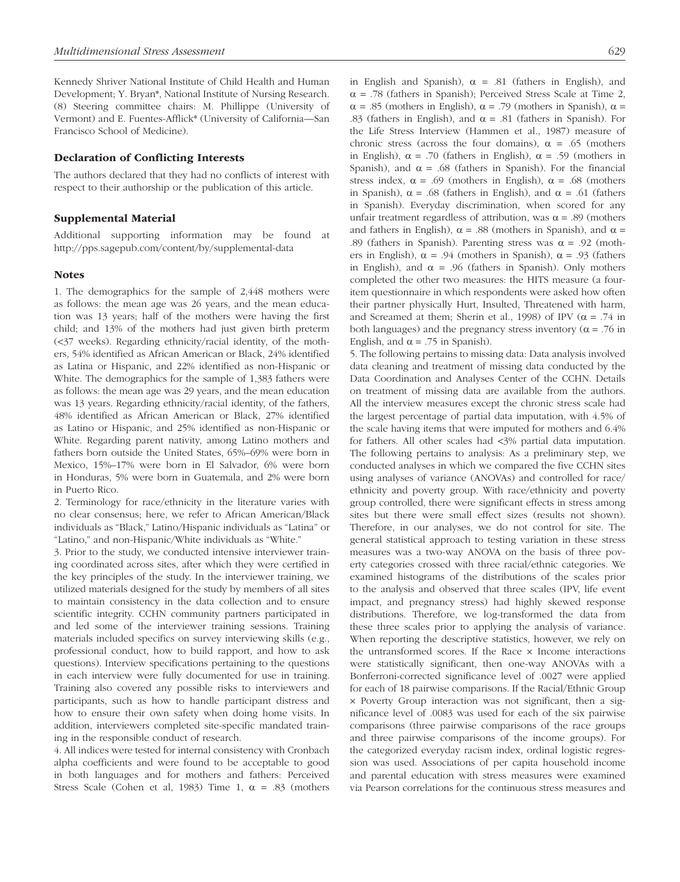Kennedy Shriver National Institute of Child Health and Human Development; Y. Bryan*, National Institute of Nursing Research. (8) Steering committee chairs: M. Phillippe (University of Vermont) and E. Fuentes-Afflick* (University of California—San Francisco School of Medicine).

## Declaration of Conflicting Interests

The authors declared that they had no conflicts of interest with respect to their authorship or the publication of this article.

## Supplemental Material

Additional supporting information may be found at http://pps.sagepub.com/content/by/supplemental-data

## Notes

1. The demographics for the sample of 2,448 mothers were as follows: the mean age was 26 years, and the mean education was 13 years; half of the mothers were having the first child; and 13% of the mothers had just given birth preterm (<37 weeks). Regarding ethnicity/racial identity, of the mothers, 54% identified as African American or Black, 24% identified as Latina or Hispanic, and 22% identified as non-Hispanic or White. The demographics for the sample of 1,383 fathers were as follows: the mean age was 29 years, and the mean education was 13 years. Regarding ethnicity/racial identity, of the fathers, 48% identified as African American or Black, 27% identified as Latino or Hispanic, and 25% identified as non-Hispanic or White. Regarding parent nativity, among Latino mothers and fathers born outside the United States, 65%–69% were born in Mexico, 15%–17% were born in El Salvador, 6% were born in Honduras, 5% were born in Guatemala, and 2% were born in Puerto Rico.

2. Terminology for race/ethnicity in the literature varies with no clear consensus; here, we refer to African American/Black individuals as "Black," Latino/Hispanic individuals as "Latina" or "Latino," and non-Hispanic/White individuals as "White."

3. Prior to the study, we conducted intensive interviewer training coordinated across sites, after which they were certified in the key principles of the study. In the interviewer training, we utilized materials designed for the study by members of all sites to maintain consistency in the data collection and to ensure scientific integrity. CCHN community partners participated in and led some of the interviewer training sessions. Training materials included specifics on survey interviewing skills (e.g., professional conduct, how to build rapport, and how to ask questions). Interview specifications pertaining to the questions in each interview were fully documented for use in training. Training also covered any possible risks to interviewers and participants, such as how to handle participant distress and how to ensure their own safety when doing home visits. In addition, interviewers completed site-specific mandated training in the responsible conduct of research.

4. All indices were tested for internal consistency with Cronbach alpha coefficients and were found to be acceptable to good in both languages and for mothers and fathers: Perceived Stress Scale (Cohen et al, 1983) Time 1, $\alpha$ = .83 (mothers in English and Spanish), $\alpha$ = .81 (fathers in English), and $\alpha$ = .78 (fathers in Spanish); Perceived Stress Scale at Time 2, $\alpha$ = .85 (mothers in English), $\alpha$ = .79 (mothers in Spanish), $\alpha$ = .83 (fathers in English), and $\alpha$ = .81 (fathers in Spanish). For the Life Stress Interview (Hammen et al., 1987) measure of chronic stress (across the four domains), $\alpha$ = .65 (mothers in English), $\alpha$ = .70 (fathers in English), $\alpha$ = .59 (mothers in Spanish), and $\alpha$ = .68 (fathers in Spanish). For the financial stress index, $\alpha$ = .69 (mothers in English), $\alpha$ = .68 (mothers in Spanish), $\alpha$ = .68 (fathers in English), and $\alpha$ = .61 (fathers in Spanish). Everyday discrimination, when scored for any unfair treatment regardless of attribution, was $\alpha$ = .89 (mothers and fathers in English), $\alpha$ = .88 (mothers in Spanish), and $\alpha$ = .89 (fathers in Spanish). Parenting stress was $\alpha$ = .92 (mothers in English), $\alpha$ = .94 (mothers in Spanish), $\alpha$ = .93 (fathers in English), and $\alpha$ = .96 (fathers in Spanish). Only mothers completed the other two measures: the HITS measure (a four-item questionnaire in which respondents were asked how often their partner physically Hurt, Insulted, Threatened with harm, and Screamed at them; Sherin et al., 1998) of IPV ($\alpha$ = .74 in both languages) and the pregnancy stress inventory ($\alpha$ = .76 in English, and $\alpha$ = .75 in Spanish).

5. The following pertains to missing data: Data analysis involved data cleaning and treatment of missing data conducted by the Data Coordination and Analyses Center of the CCHN. Details on treatment of missing data are available from the authors. All the interview measures except the chronic stress scale had the largest percentage of partial data imputation, with 4.5% of the scale having items that were imputed for mothers and 6.4% for fathers. All other scales had <3% partial data imputation. The following pertains to analysis: As a preliminary step, we conducted analyses in which we compared the five CCHN sites using analyses of variance (ANOVAs) and controlled for race/ethnicity and poverty group. With race/ethnicity and poverty group controlled, there were significant effects in stress among sites but there were small effect sizes (results not shown). Therefore, in our analyses, we do not control for site. The general statistical approach to testing variation in these stress measures was a two-way ANOVA on the basis of three poverty categories crossed with three racial/ethnic categories. We examined histograms of the distributions of the scales prior to the analysis and observed that three scales (IPV, life event impact, and pregnancy stress) had highly skewed response distributions. Therefore, we log-transformed the data from these three scales prior to applying the analysis of variance. When reporting the descriptive statistics, however, we rely on the untransformed scores. If the Race × Income interactions were statistically significant, then one-way ANOVAs with a Bonferroni-corrected significance level of .0027 were applied for each of 18 pairwise comparisons. If the Racial/Ethnic Group × Poverty Group interaction was not significant, then a significance level of .0083 was used for each of the six pairwise comparisons (three pairwise comparisons of the race groups and three pairwise comparisons of the income groups). For the categorized everyday racism index, ordinal logistic regression was used. Associations of per capita household income and parental education with stress measures were examined via Pearson correlations for the continuous stress measures and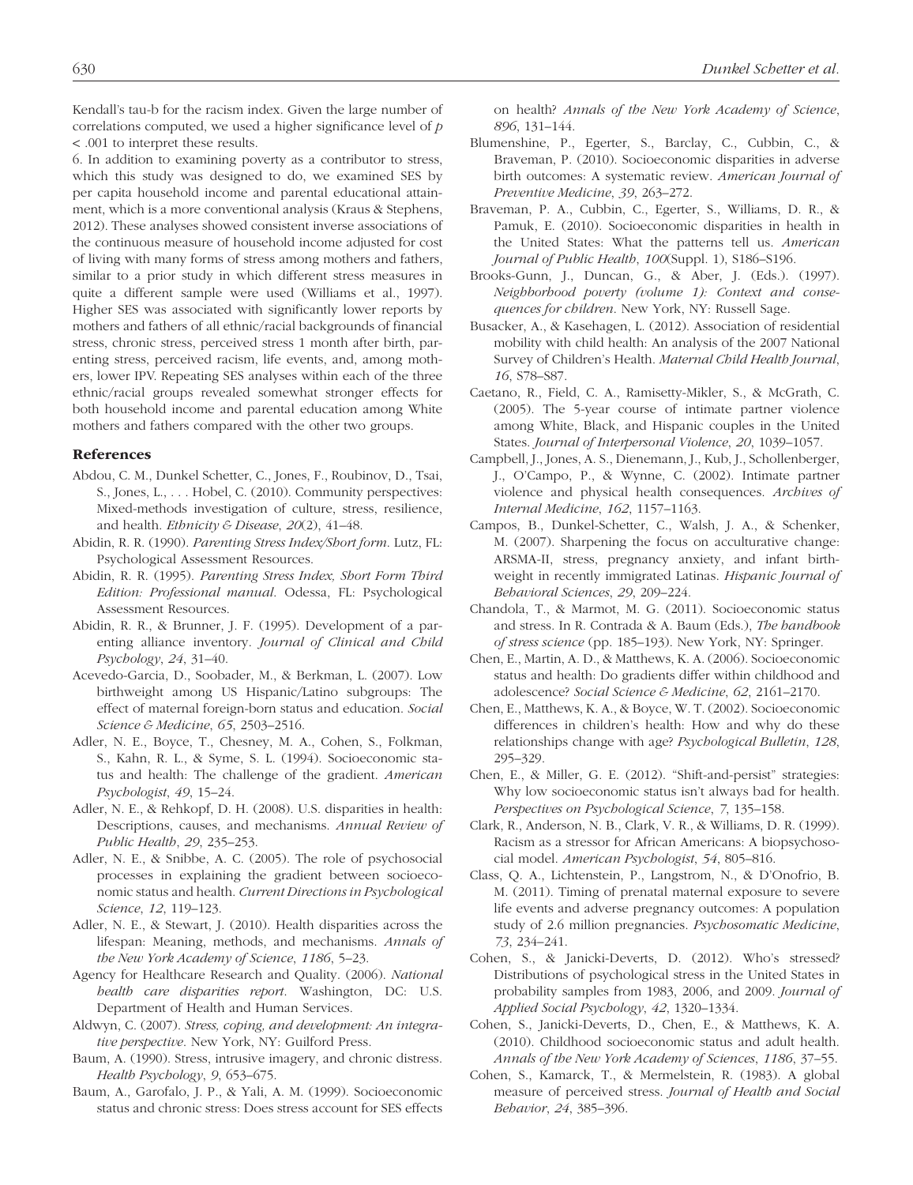Kendall's tau-b for the racism index. Given the large number of correlations computed, we used a higher significance level of $p < .001$ to interpret these results.

6. In addition to examining poverty as a contributor to stress, which this study was designed to do, we examined SES by per capita household income and parental educational attainment, which is a more conventional analysis (Kraus & Stephens, 2012). These analyses showed consistent inverse associations of the continuous measure of household income adjusted for cost of living with many forms of stress among mothers and fathers, similar to a prior study in which different stress measures in quite a different sample were used (Williams et al., 1997). Higher SES was associated with significantly lower reports by mothers and fathers of all ethnic/racial backgrounds of financial stress, chronic stress, perceived stress 1 month after birth, parenting stress, perceived racism, life events, and, among mothers, lower IPV. Repeating SES analyses within each of the three ethnic/racial groups revealed somewhat stronger effects for both household income and parental education among White mothers and fathers compared with the other two groups.

## References

Abdou, C. M., Dunkel Schetter, C., Jones, F., Roubinov, D., Tsai, S., Jones, L., . . . Hobel, C. (2010). Community perspectives: Mixed-methods investigation of culture, stress, resilience, and health. *Ethnicity & Disease*, *20*(2), 41–48.

Abidin, R. R. (1990). *Parenting Stress Index/Short form*. Lutz, FL: Psychological Assessment Resources.

Abidin, R. R. (1995). *Parenting Stress Index, Short Form Third Edition: Professional manual*. Odessa, FL: Psychological Assessment Resources.

Abidin, R. R., & Brunner, J. F. (1995). Development of a parenting alliance inventory. *Journal of Clinical and Child Psychology*, *24*, 31–40.

Acevedo-Garcia, D., Soobader, M., & Berkman, L. (2007). Low birthweight among US Hispanic/Latino subgroups: The effect of maternal foreign-born status and education. *Social Science & Medicine*, *65*, 2503–2516.

Adler, N. E., Boyce, T., Chesney, M. A., Cohen, S., Folkman, S., Kahn, R. L., & Syme, S. L. (1994). Socioeconomic status and health: The challenge of the gradient. *American Psychologist*, *49*, 15–24.

Adler, N. E., & Rehkopf, D. H. (2008). U.S. disparities in health: Descriptions, causes, and mechanisms. *Annual Review of Public Health*, *29*, 235–253.

Adler, N. E., & Snibbe, A. C. (2005). The role of psychosocial processes in explaining the gradient between socioeconomic status and health. *Current Directions in Psychological Science*, *12*, 119–123.

Adler, N. E., & Stewart, J. (2010). Health disparities across the lifespan: Meaning, methods, and mechanisms. *Annals of the New York Academy of Science*, *1186*, 5–23.

Agency for Healthcare Research and Quality. (2006). *National health care disparities report*. Washington, DC: U.S. Department of Health and Human Services.

Aldwyn, C. (2007). *Stress, coping, and development: An integrative perspective*. New York, NY: Guilford Press.

Baum, A. (1990). Stress, intrusive imagery, and chronic distress. *Health Psychology*, *9*, 653–675.

Baum, A., Garofalo, J. P., & Yali, A. M. (1999). Socioeconomic status and chronic stress: Does stress account for SES effects on health? *Annals of the New York Academy of Science*, *896*, 131–144.

Blumenshine, P., Egerter, S., Barclay, C., Cubbin, C., & Braveman, P. (2010). Socioeconomic disparities in adverse birth outcomes: A systematic review. *American Journal of Preventive Medicine*, *39*, 263–272.

Braveman, P. A., Cubbin, C., Egerter, S., Williams, D. R., & Pamuk, E. (2010). Socioeconomic disparities in health in the United States: What the patterns tell us. *American Journal of Public Health*, *100*(Suppl. 1), S186–S196.

Brooks-Gunn, J., Duncan, G., & Aber, J. (Eds.). (1997). *Neighborhood poverty (volume 1): Context and consequences for children*. New York, NY: Russell Sage.

Busacker, A., & Kasehagen, L. (2012). Association of residential mobility with child health: An analysis of the 2007 National Survey of Children's Health. *Maternal Child Health Journal*, *16*, S78–S87.

Caetano, R., Field, C. A., Ramisetty-Mikler, S., & McGrath, C. (2005). The 5-year course of intimate partner violence among White, Black, and Hispanic couples in the United States. *Journal of Interpersonal Violence*, *20*, 1039–1057.

Campbell, J., Jones, A. S., Dienemann, J., Kub, J., Schollenberger, J., O'Campo, P., & Wynne, C. (2002). Intimate partner violence and physical health consequences. *Archives of Internal Medicine*, *162*, 1157–1163.

Campos, B., Dunkel-Schetter, C., Walsh, J. A., & Schenker, M. (2007). Sharpening the focus on acculturative change: ARSMA-II, stress, pregnancy anxiety, and infant birthweight in recently immigrated Latinas. *Hispanic Journal of Behavioral Sciences*, *29*, 209–224.

Chandola, T., & Marmot, M. G. (2011). Socioeconomic status and stress. In R. Contrada & A. Baum (Eds.), *The handbook of stress science* (pp. 185–193). New York, NY: Springer.

Chen, E., Martin, A. D., & Matthews, K. A. (2006). Socioeconomic status and health: Do gradients differ within childhood and adolescence? *Social Science & Medicine*, *62*, 2161–2170.

Chen, E., Matthews, K. A., & Boyce, W. T. (2002). Socioeconomic differences in children's health: How and why do these relationships change with age? *Psychological Bulletin*, *128*, 295–329.

Chen, E., & Miller, G. E. (2012). "Shift-and-persist" strategies: Why low socioeconomic status isn't always bad for health. *Perspectives on Psychological Science*, *7*, 135–158.

Clark, R., Anderson, N. B., Clark, V. R., & Williams, D. R. (1999). Racism as a stressor for African Americans: A biopsychosocial model. *American Psychologist*, *54*, 805–816.

Class, Q. A., Lichtenstein, P., Langstrom, N., & D'Onofrio, B. M. (2011). Timing of prenatal maternal exposure to severe life events and adverse pregnancy outcomes: A population study of 2.6 million pregnancies. *Psychosomatic Medicine*, *73*, 234–241.

Cohen, S., & Janicki-Deverts, D. (2012). Who's stressed? Distributions of psychological stress in the United States in probability samples from 1983, 2006, and 2009. *Journal of Applied Social Psychology*, *42*, 1320–1334.

Cohen, S., Janicki-Deverts, D., Chen, E., & Matthews, K. A. (2010). Childhood socioeconomic status and adult health. *Annals of the New York Academy of Sciences*, *1186*, 37–55.

Cohen, S., Kamarck, T., & Mermelstein, R. (1983). A global measure of perceived stress. *Journal of Health and Social Behavior*, *24*, 385–396.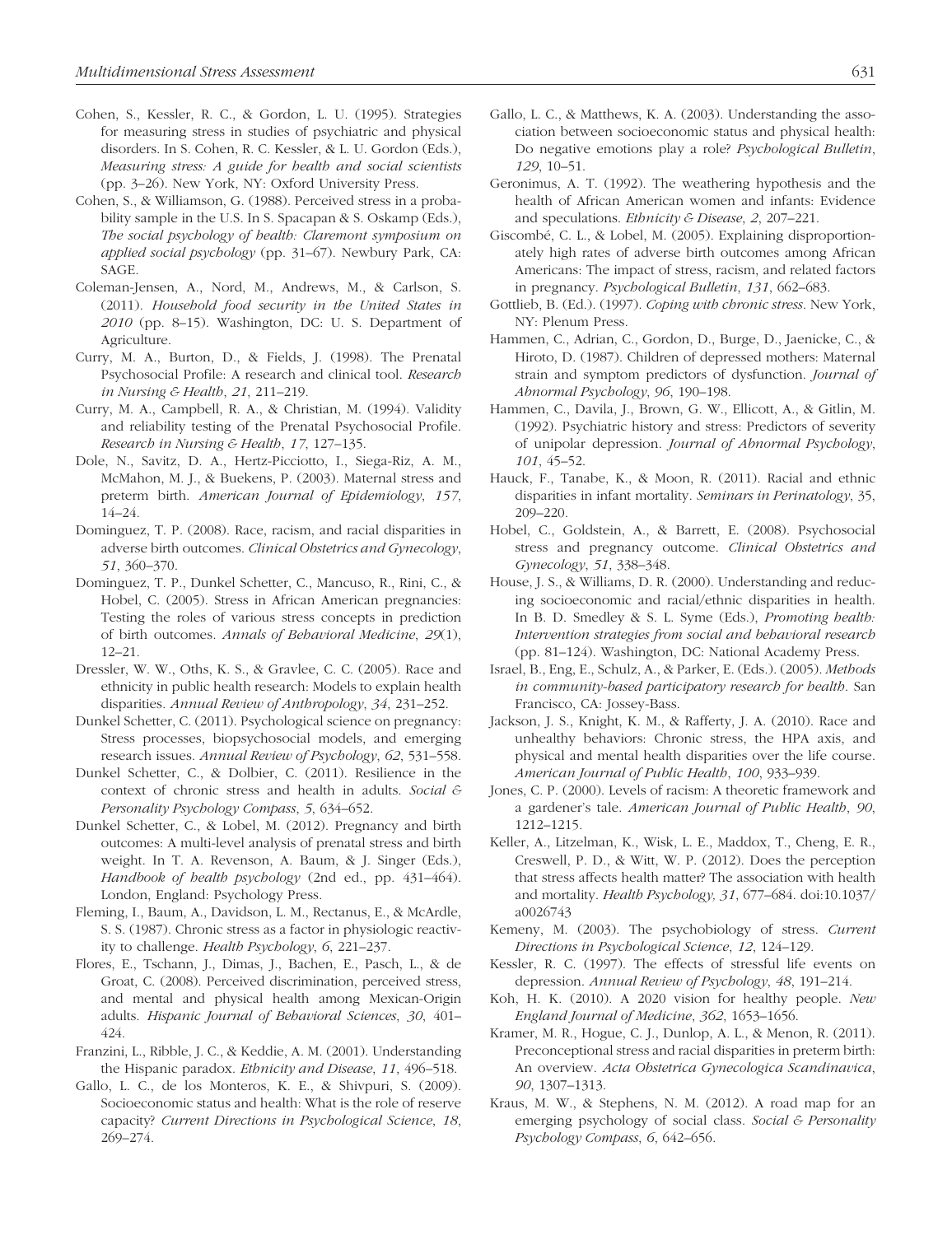Cohen, S., Kessler, R. C., & Gordon, L. U. (1995). Strategies for measuring stress in studies of psychiatric and physical disorders. In S. Cohen, R. C. Kessler, & L. U. Gordon (Eds.), *Measuring stress: A guide for health and social scientists* (pp. 3–26). New York, NY: Oxford University Press.

Cohen, S., & Williamson, G. (1988). Perceived stress in a probability sample in the U.S. In S. Spacapan & S. Oskamp (Eds.), *The social psychology of health: Claremont symposium on applied social psychology* (pp. 31–67). Newbury Park, CA: SAGE.

Coleman-Jensen, A., Nord, M., Andrews, M., & Carlson, S. (2011). *Household food security in the United States in 2010* (pp. 8–15). Washington, DC: U. S. Department of Agriculture.

Curry, M. A., Burton, D., & Fields, J. (1998). The Prenatal Psychosocial Profile: A research and clinical tool. *Research in Nursing & Health*, *21*, 211–219.

Curry, M. A., Campbell, R. A., & Christian, M. (1994). Validity and reliability testing of the Prenatal Psychosocial Profile. *Research in Nursing & Health*, *17*, 127–135.

Dole, N., Savitz, D. A., Hertz-Picciotto, I., Siega-Riz, A. M., McMahon, M. J., & Buekens, P. (2003). Maternal stress and preterm birth. *American Journal of Epidemiology*, *157*, 14–24.

Dominguez, T. P. (2008). Race, racism, and racial disparities in adverse birth outcomes. *Clinical Obstetrics and Gynecology*, *51*, 360–370.

Dominguez, T. P., Dunkel Schetter, C., Mancuso, R., Rini, C., & Hobel, C. (2005). Stress in African American pregnancies: Testing the roles of various stress concepts in prediction of birth outcomes. *Annals of Behavioral Medicine*, *29*(1), 12–21.

Dressler, W. W., Oths, K. S., & Gravlee, C. C. (2005). Race and ethnicity in public health research: Models to explain health disparities. *Annual Review of Anthropology*, *34*, 231–252.

Dunkel Schetter, C. (2011). Psychological science on pregnancy: Stress processes, biopsychosocial models, and emerging research issues. *Annual Review of Psychology*, *62*, 531–558.

Dunkel Schetter, C., & Dolbier, C. (2011). Resilience in the context of chronic stress and health in adults. *Social & Personality Psychology Compass*, *5*, 634–652.

Dunkel Schetter, C., & Lobel, M. (2012). Pregnancy and birth outcomes: A multi-level analysis of prenatal stress and birth weight. In T. A. Revenson, A. Baum, & J. Singer (Eds.), *Handbook of health psychology* (2nd ed., pp. 431–464). London, England: Psychology Press.

Fleming, I., Baum, A., Davidson, L. M., Rectanus, E., & McArdle, S. S. (1987). Chronic stress as a factor in physiologic reactivity to challenge. *Health Psychology*, *6*, 221–237.

Flores, E., Tschann, J., Dimas, J., Bachen, E., Pasch, L., & de Groat, C. (2008). Perceived discrimination, perceived stress, and mental and physical health among Mexican-Origin adults. *Hispanic Journal of Behavioral Sciences*, *30*, 401–424.

Franzini, L., Ribble, J. C., & Keddie, A. M. (2001). Understanding the Hispanic paradox. *Ethnicity and Disease*, *11*, 496–518.

Gallo, L. C., de los Monteros, K. E., & Shivpuri, S. (2009). Socioeconomic status and health: What is the role of reserve capacity? *Current Directions in Psychological Science*, *18*, 269–274.

Gallo, L. C., & Matthews, K. A. (2003). Understanding the association between socioeconomic status and physical health: Do negative emotions play a role? *Psychological Bulletin*, *129*, 10–51.

Geronimus, A. T. (1992). The weathering hypothesis and the health of African American women and infants: Evidence and speculations. *Ethnicity & Disease*, *2*, 207–221.

Giscombé, C. L., & Lobel, M. (2005). Explaining disproportionately high rates of adverse birth outcomes among African Americans: The impact of stress, racism, and related factors in pregnancy. *Psychological Bulletin*, *131*, 662–683.

Gottlieb, B. (Ed.). (1997). *Coping with chronic stress*. New York, NY: Plenum Press.

Hammen, C., Adrian, C., Gordon, D., Burge, D., Jaenicke, C., & Hiroto, D. (1987). Children of depressed mothers: Maternal strain and symptom predictors of dysfunction. *Journal of Abnormal Psychology*, *96*, 190–198.

Hammen, C., Davila, J., Brown, G. W., Ellicott, A., & Gitlin, M. (1992). Psychiatric history and stress: Predictors of severity of unipolar depression. *Journal of Abnormal Psychology*, *101*, 45–52.

Hauck, F., Tanabe, K., & Moon, R. (2011). Racial and ethnic disparities in infant mortality. *Seminars in Perinatology*, 35, 209–220.

Hobel, C., Goldstein, A., & Barrett, E. (2008). Psychosocial stress and pregnancy outcome. *Clinical Obstetrics and Gynecology*, *51*, 338–348.

House, J. S., & Williams, D. R. (2000). Understanding and reducing socioeconomic and racial/ethnic disparities in health. In B. D. Smedley & S. L. Syme (Eds.), *Promoting health: Intervention strategies from social and behavioral research* (pp. 81–124). Washington, DC: National Academy Press.

Israel, B., Eng, E., Schulz, A., & Parker, E. (Eds.). (2005). *Methods in community-based participatory research for health*. San Francisco, CA: Jossey-Bass.

Jackson, J. S., Knight, K. M., & Rafferty, J. A. (2010). Race and unhealthy behaviors: Chronic stress, the HPA axis, and physical and mental health disparities over the life course. *American Journal of Public Health*, *100*, 933–939.

Jones, C. P. (2000). Levels of racism: A theoretic framework and a gardener's tale. *American Journal of Public Health*, *90*, 1212–1215.

Keller, A., Litzelman, K., Wisk, L. E., Maddox, T., Cheng, E. R., Creswell, P. D., & Witt, W. P. (2012). Does the perception that stress affects health matter? The association with health and mortality. *Health Psychology, 31*, 677–684. doi:10.1037/a0026743

Kemeny, M. (2003). The psychobiology of stress. *Current Directions in Psychological Science*, *12*, 124–129.

Kessler, R. C. (1997). The effects of stressful life events on depression. *Annual Review of Psychology*, *48*, 191–214.

Koh, H. K. (2010). A 2020 vision for healthy people. *New England Journal of Medicine*, *362*, 1653–1656.

Kramer, M. R., Hogue, C. J., Dunlop, A. L., & Menon, R. (2011). Preconceptional stress and racial disparities in preterm birth: An overview. *Acta Obstetrica Gynecologica Scandinavica*, *90*, 1307–1313.

Kraus, M. W., & Stephens, N. M. (2012). A road map for an emerging psychology of social class. *Social & Personality Psychology Compass*, *6*, 642–656.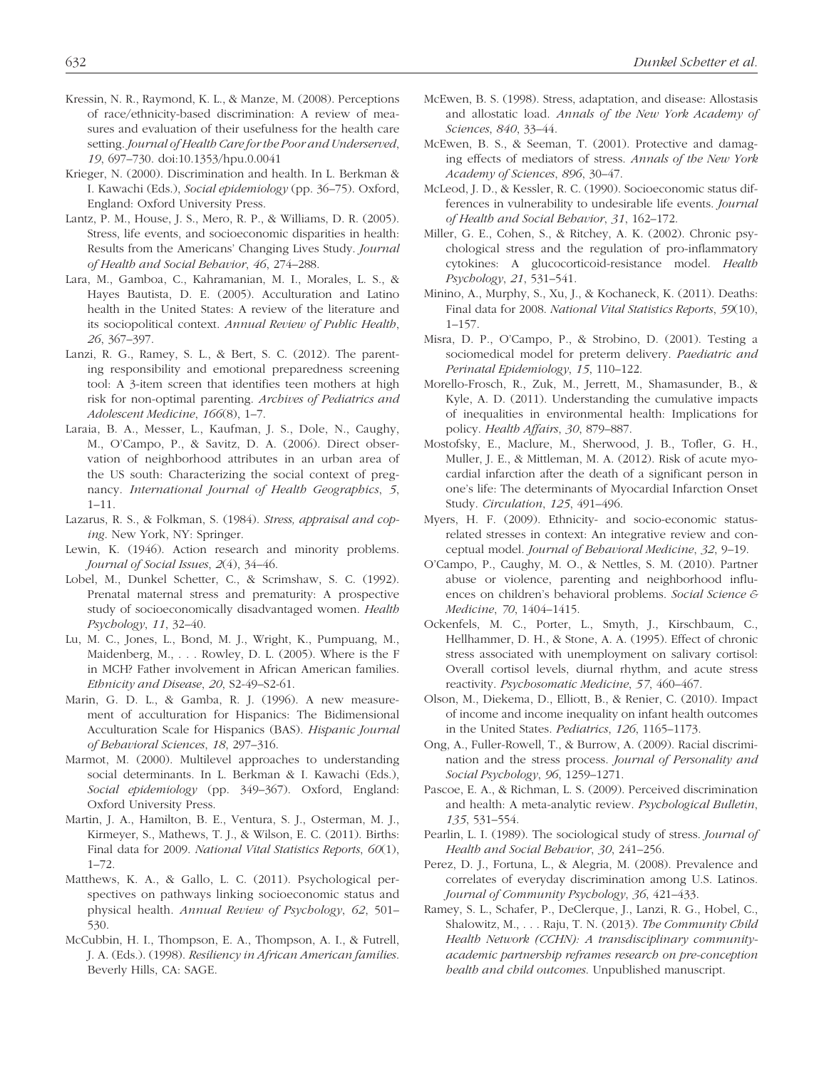Kressin, N. R., Raymond, K. L., & Manze, M. (2008). Perceptions of race/ethnicity-based discrimination: A review of measures and evaluation of their usefulness for the health care setting. *Journal of Health Care for the Poor and Underserved*, *19*, 697–730. doi:10.1353/hpu.0.0041

Krieger, N. (2000). Discrimination and health. In L. Berkman & I. Kawachi (Eds.), *Social epidemiology* (pp. 36–75). Oxford, England: Oxford University Press.

Lantz, P. M., House, J. S., Mero, R. P., & Williams, D. R. (2005). Stress, life events, and socioeconomic disparities in health: Results from the Americans' Changing Lives Study. *Journal of Health and Social Behavior*, *46*, 274–288.

Lara, M., Gamboa, C., Kahramanian, M. I., Morales, L. S., & Hayes Bautista, D. E. (2005). Acculturation and Latino health in the United States: A review of the literature and its sociopolitical context. *Annual Review of Public Health*, *26*, 367–397.

Lanzi, R. G., Ramey, S. L., & Bert, S. C. (2012). The parenting responsibility and emotional preparedness screening tool: A 3-item screen that identifies teen mothers at high risk for non-optimal parenting. *Archives of Pediatrics and Adolescent Medicine*, *166*(8), 1–7.

Laraia, B. A., Messer, L., Kaufman, J. S., Dole, N., Caughy, M., O'Campo, P., & Savitz, D. A. (2006). Direct observation of neighborhood attributes in an urban area of the US south: Characterizing the social context of pregnancy. *International Journal of Health Geographics*, *5*, 1–11.

Lazarus, R. S., & Folkman, S. (1984). *Stress, appraisal and coping*. New York, NY: Springer.

Lewin, K. (1946). Action research and minority problems. *Journal of Social Issues*, *2*(4), 34–46.

Lobel, M., Dunkel Schetter, C., & Scrimshaw, S. C. (1992). Prenatal maternal stress and prematurity: A prospective study of socioeconomically disadvantaged women. *Health Psychology*, *11*, 32–40.

Lu, M. C., Jones, L., Bond, M. J., Wright, K., Pumpuang, M., Maidenberg, M., . . . Rowley, D. L. (2005). Where is the F in MCH? Father involvement in African American families. *Ethnicity and Disease*, *20*, S2-49–S2-61.

Marin, G. D. L., & Gamba, R. J. (1996). A new measurement of acculturation for Hispanics: The Bidimensional Acculturation Scale for Hispanics (BAS). *Hispanic Journal of Behavioral Sciences*, *18*, 297–316.

Marmot, M. (2000). Multilevel approaches to understanding social determinants. In L. Berkman & I. Kawachi (Eds.), *Social epidemiology* (pp. 349–367). Oxford, England: Oxford University Press.

Martin, J. A., Hamilton, B. E., Ventura, S. J., Osterman, M. J., Kirmeyer, S., Mathews, T. J., & Wilson, E. C. (2011). Births: Final data for 2009. *National Vital Statistics Reports*, *60*(1), 1–72.

Matthews, K. A., & Gallo, L. C. (2011). Psychological perspectives on pathways linking socioeconomic status and physical health. *Annual Review of Psychology*, *62*, 501–530.

McCubbin, H. I., Thompson, E. A., Thompson, A. I., & Futrell, J. A. (Eds.). (1998). *Resiliency in African American families*. Beverly Hills, CA: SAGE.

McEwen, B. S. (1998). Stress, adaptation, and disease: Allostasis and allostatic load. *Annals of the New York Academy of Sciences*, *840*, 33–44.

McEwen, B. S., & Seeman, T. (2001). Protective and damaging effects of mediators of stress. *Annals of the New York Academy of Sciences*, *896*, 30–47.

McLeod, J. D., & Kessler, R. C. (1990). Socioeconomic status differences in vulnerability to undesirable life events. *Journal of Health and Social Behavior*, *31*, 162–172.

Miller, G. E., Cohen, S., & Ritchey, A. K. (2002). Chronic psychological stress and the regulation of pro-inflammatory cytokines: A glucocorticoid-resistance model. *Health Psychology*, *21*, 531–541.

Minino, A., Murphy, S., Xu, J., & Kochaneck, K. (2011). Deaths: Final data for 2008. *National Vital Statistics Reports*, *59*(10), 1–157.

Misra, D. P., O'Campo, P., & Strobino, D. (2001). Testing a sociomedical model for preterm delivery. *Paediatric and Perinatal Epidemiology*, *15*, 110–122.

Morello-Frosch, R., Zuk, M., Jerrett, M., Shamasunder, B., & Kyle, A. D. (2011). Understanding the cumulative impacts of inequalities in environmental health: Implications for policy. *Health Affairs*, *30*, 879–887.

Mostofsky, E., Maclure, M., Sherwood, J. B., Tofler, G. H., Muller, J. E., & Mittleman, M. A. (2012). Risk of acute myocardial infarction after the death of a significant person in one's life: The determinants of Myocardial Infarction Onset Study. *Circulation*, *125*, 491–496.

Myers, H. F. (2009). Ethnicity- and socio-economic status-related stresses in context: An integrative review and conceptual model. *Journal of Behavioral Medicine*, *32*, 9–19.

O'Campo, P., Caughy, M. O., & Nettles, S. M. (2010). Partner abuse or violence, parenting and neighborhood influences on children's behavioral problems. *Social Science & Medicine*, *70*, 1404–1415.

Ockenfels, M. C., Porter, L., Smyth, J., Kirschbaum, C., Hellhammer, D. H., & Stone, A. A. (1995). Effect of chronic stress associated with unemployment on salivary cortisol: Overall cortisol levels, diurnal rhythm, and acute stress reactivity. *Psychosomatic Medicine*, *57*, 460–467.

Olson, M., Diekema, D., Elliott, B., & Renier, C. (2010). Impact of income and income inequality on infant health outcomes in the United States. *Pediatrics*, *126*, 1165–1173.

Ong, A., Fuller-Rowell, T., & Burrow, A. (2009). Racial discrimination and the stress process. *Journal of Personality and Social Psychology*, *96*, 1259–1271.

Pascoe, E. A., & Richman, L. S. (2009). Perceived discrimination and health: A meta-analytic review. *Psychological Bulletin*, *135*, 531–554.

Pearlin, L. I. (1989). The sociological study of stress. *Journal of Health and Social Behavior*, *30*, 241–256.

Perez, D. J., Fortuna, L., & Alegria, M. (2008). Prevalence and correlates of everyday discrimination among U.S. Latinos. *Journal of Community Psychology*, *36*, 421–433.

Ramey, S. L., Schafer, P., DeClerque, J., Lanzi, R. G., Hobel, C., Shalowitz, M., . . . Raju, T. N. (2013). *The Community Child Health Network (CCHN): A transdisciplinary community-academic partnership reframes research on pre-conception health and child outcomes*. Unpublished manuscript.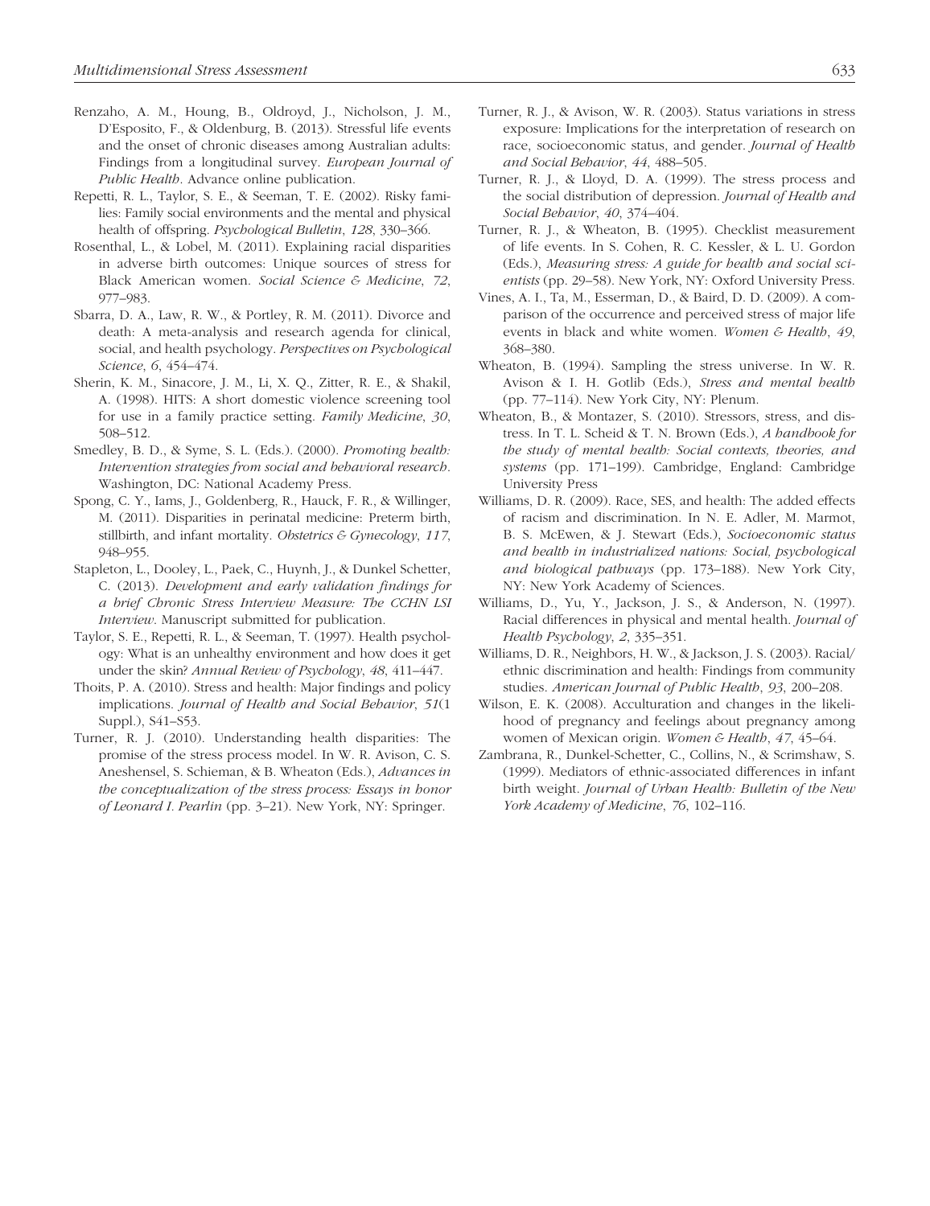Renzaho, A. M., Houng, B., Oldroyd, J., Nicholson, J. M., D'Esposito, F., & Oldenburg, B. (2013). Stressful life events and the onset of chronic diseases among Australian adults: Findings from a longitudinal survey. *European Journal of Public Health*. Advance online publication.

Repetti, R. L., Taylor, S. E., & Seeman, T. E. (2002). Risky families: Family social environments and the mental and physical health of offspring. *Psychological Bulletin*, *128*, 330–366.

Rosenthal, L., & Lobel, M. (2011). Explaining racial disparities in adverse birth outcomes: Unique sources of stress for Black American women. *Social Science & Medicine*, *72*, 977–983.

Sbarra, D. A., Law, R. W., & Portley, R. M. (2011). Divorce and death: A meta-analysis and research agenda for clinical, social, and health psychology. *Perspectives on Psychological Science*, *6*, 454–474.

Sherin, K. M., Sinacore, J. M., Li, X. Q., Zitter, R. E., & Shakil, A. (1998). HITS: A short domestic violence screening tool for use in a family practice setting. *Family Medicine*, *30*, 508–512.

Smedley, B. D., & Syme, S. L. (Eds.). (2000). *Promoting health: Intervention strategies from social and behavioral research*. Washington, DC: National Academy Press.

Spong, C. Y., Iams, J., Goldenberg, R., Hauck, F. R., & Willinger, M. (2011). Disparities in perinatal medicine: Preterm birth, stillbirth, and infant mortality. *Obstetrics & Gynecology*, *117*, 948–955.

Stapleton, L., Dooley, L., Paek, C., Huynh, J., & Dunkel Schetter, C. (2013). *Development and early validation findings for a brief Chronic Stress Interview Measure: The CCHN LSI Interview*. Manuscript submitted for publication.

Taylor, S. E., Repetti, R. L., & Seeman, T. (1997). Health psychology: What is an unhealthy environment and how does it get under the skin? *Annual Review of Psychology*, *48*, 411–447.

Thoits, P. A. (2010). Stress and health: Major findings and policy implications. *Journal of Health and Social Behavior*, *51*(1 Suppl.), S41–S53.

Turner, R. J. (2010). Understanding health disparities: The promise of the stress process model. In W. R. Avison, C. S. Aneshensel, S. Schieman, & B. Wheaton (Eds.), *Advances in the conceptualization of the stress process: Essays in honor of Leonard I. Pearlin* (pp. 3–21). New York, NY: Springer.

Turner, R. J., & Avison, W. R. (2003). Status variations in stress exposure: Implications for the interpretation of research on race, socioeconomic status, and gender. *Journal of Health and Social Behavior*, *44*, 488–505.

Turner, R. J., & Lloyd, D. A. (1999). The stress process and the social distribution of depression. *Journal of Health and Social Behavior*, *40*, 374–404.

Turner, R. J., & Wheaton, B. (1995). Checklist measurement of life events. In S. Cohen, R. C. Kessler, & L. U. Gordon (Eds.), *Measuring stress: A guide for health and social scientists* (pp. 29–58). New York, NY: Oxford University Press.

Vines, A. I., Ta, M., Esserman, D., & Baird, D. D. (2009). A comparison of the occurrence and perceived stress of major life events in black and white women. *Women & Health*, *49*, 368–380.

Wheaton, B. (1994). Sampling the stress universe. In W. R. Avison & I. H. Gotlib (Eds.), *Stress and mental health* (pp. 77–114). New York City, NY: Plenum.

Wheaton, B., & Montazer, S. (2010). Stressors, stress, and distress. In T. L. Scheid & T. N. Brown (Eds.), *A handbook for the study of mental health: Social contexts, theories, and systems* (pp. 171–199). Cambridge, England: Cambridge University Press

Williams, D. R. (2009). Race, SES, and health: The added effects of racism and discrimination. In N. E. Adler, M. Marmot, B. S. McEwen, & J. Stewart (Eds.), *Socioeconomic status and health in industrialized nations: Social, psychological and biological pathways* (pp. 173–188). New York City, NY: New York Academy of Sciences.

Williams, D., Yu, Y., Jackson, J. S., & Anderson, N. (1997). Racial differences in physical and mental health. *Journal of Health Psychology*, *2*, 335–351.

Williams, D. R., Neighbors, H. W., & Jackson, J. S. (2003). Racial/ethnic discrimination and health: Findings from community studies. *American Journal of Public Health*, *93*, 200–208.

Wilson, E. K. (2008). Acculturation and changes in the likelihood of pregnancy and feelings about pregnancy among women of Mexican origin. *Women & Health*, *47*, 45–64.

Zambrana, R., Dunkel-Schetter, C., Collins, N., & Scrimshaw, S. (1999). Mediators of ethnic-associated differences in infant birth weight. *Journal of Urban Health: Bulletin of the New York Academy of Medicine*, *76*, 102–116.